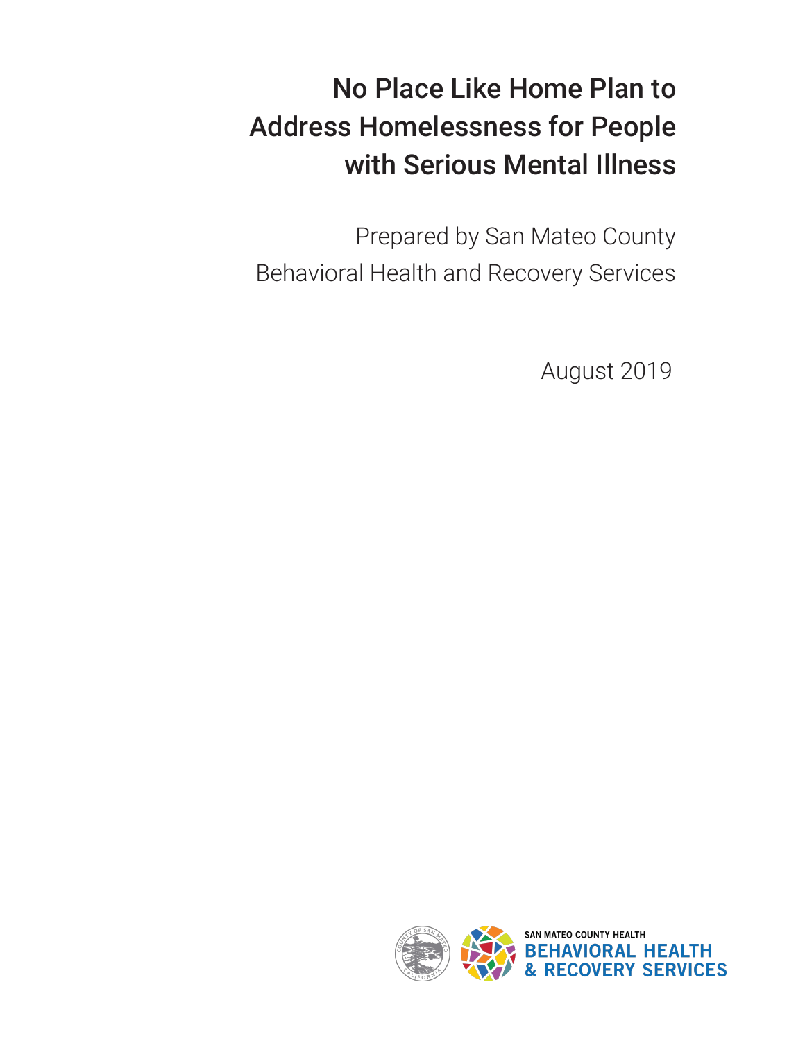# No Place Like Home Plan to Address Homelessness for People with Serious Mental Illness

Prepared by San Mateo County Behavioral Health and Recovery Services

August 2019

SAN MATEO COUNTY HEALTH
BEHAVIORAL HEALTH & RECOVERY SERVICES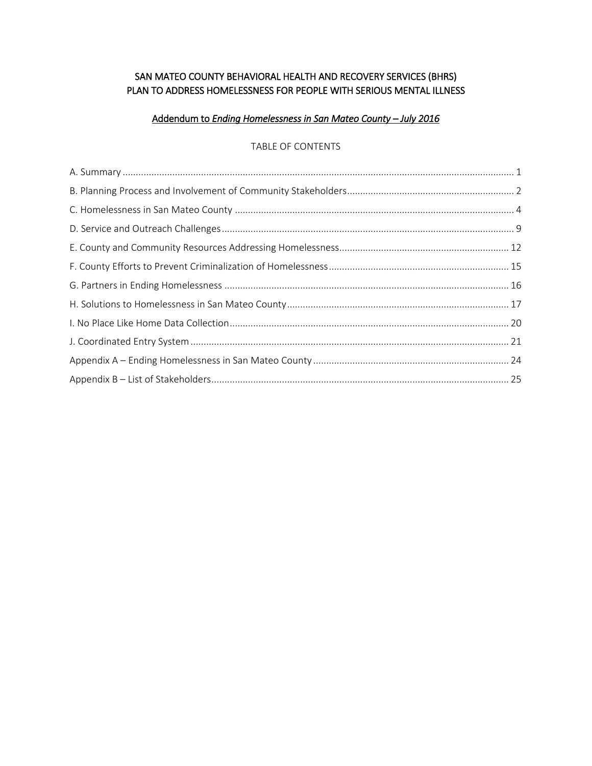# SAN MATEO COUNTY BEHAVIORAL HEALTH AND RECOVERY SERVICES (BHRS)
# PLAN TO ADDRESS HOMELESSNESS FOR PEOPLE WITH SERIOUS MENTAL ILLNESS

## Addendum to *Ending Homelessness in San Mateo County – July 2016*

TABLE OF CONTENTS

| Section | Page |
| --- | --- |
| A. Summary | 1 |
| B. Planning Process and Involvement of Community Stakeholders | 2 |
| C. Homelessness in San Mateo County | 4 |
| D. Service and Outreach Challenges | 9 |
| E. County and Community Resources Addressing Homelessness | 12 |
| F. County Efforts to Prevent Criminalization of Homelessness | 15 |
| G. Partners in Ending Homelessness | 16 |
| H. Solutions to Homelessness in San Mateo County | 17 |
| I. No Place Like Home Data Collection | 20 |
| J. Coordinated Entry System | 21 |
| Appendix A – Ending Homelessness in San Mateo County | 24 |
| Appendix B – List of Stakeholders | 25 |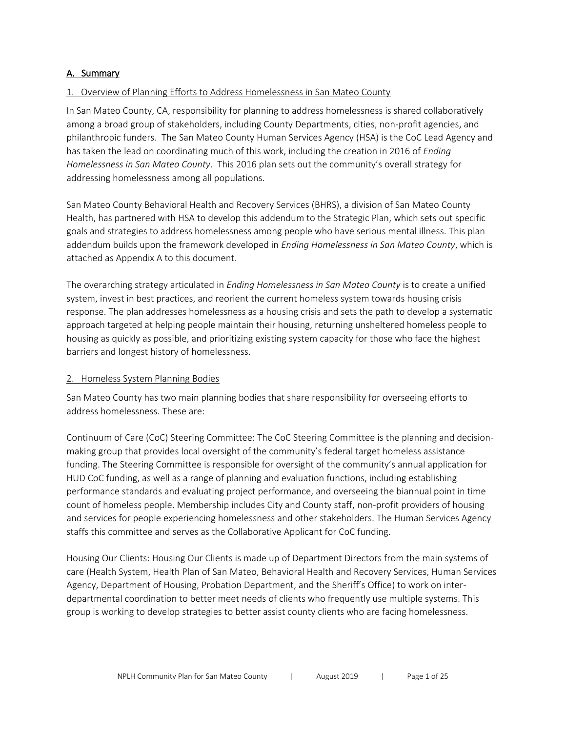## A. Summary

### 1. Overview of Planning Efforts to Address Homelessness in San Mateo County

In San Mateo County, CA, responsibility for planning to address homelessness is shared collaboratively among a broad group of stakeholders, including County Departments, cities, non-profit agencies, and philanthropic funders. The San Mateo County Human Services Agency (HSA) is the CoC Lead Agency and has taken the lead on coordinating much of this work, including the creation in 2016 of *Ending Homelessness in San Mateo County*. This 2016 plan sets out the community's overall strategy for addressing homelessness among all populations.

San Mateo County Behavioral Health and Recovery Services (BHRS), a division of San Mateo County Health, has partnered with HSA to develop this addendum to the Strategic Plan, which sets out specific goals and strategies to address homelessness among people who have serious mental illness. This plan addendum builds upon the framework developed in *Ending Homelessness in San Mateo County*, which is attached as Appendix A to this document.

The overarching strategy articulated in *Ending Homelessness in San Mateo County* is to create a unified system, invest in best practices, and reorient the current homeless system towards housing crisis response. The plan addresses homelessness as a housing crisis and sets the path to develop a systematic approach targeted at helping people maintain their housing, returning unsheltered homeless people to housing as quickly as possible, and prioritizing existing system capacity for those who face the highest barriers and longest history of homelessness.

### 2. Homeless System Planning Bodies

San Mateo County has two main planning bodies that share responsibility for overseeing efforts to address homelessness. These are:

Continuum of Care (CoC) Steering Committee: The CoC Steering Committee is the planning and decision-making group that provides local oversight of the community's federal target homeless assistance funding. The Steering Committee is responsible for oversight of the community's annual application for HUD CoC funding, as well as a range of planning and evaluation functions, including establishing performance standards and evaluating project performance, and overseeing the biannual point in time count of homeless people. Membership includes City and County staff, non-profit providers of housing and services for people experiencing homelessness and other stakeholders. The Human Services Agency staffs this committee and serves as the Collaborative Applicant for CoC funding.

Housing Our Clients: Housing Our Clients is made up of Department Directors from the main systems of care (Health System, Health Plan of San Mateo, Behavioral Health and Recovery Services, Human Services Agency, Department of Housing, Probation Department, and the Sheriff's Office) to work on inter-departmental coordination to better meet needs of clients who frequently use multiple systems. This group is working to develop strategies to better assist county clients who are facing homelessness.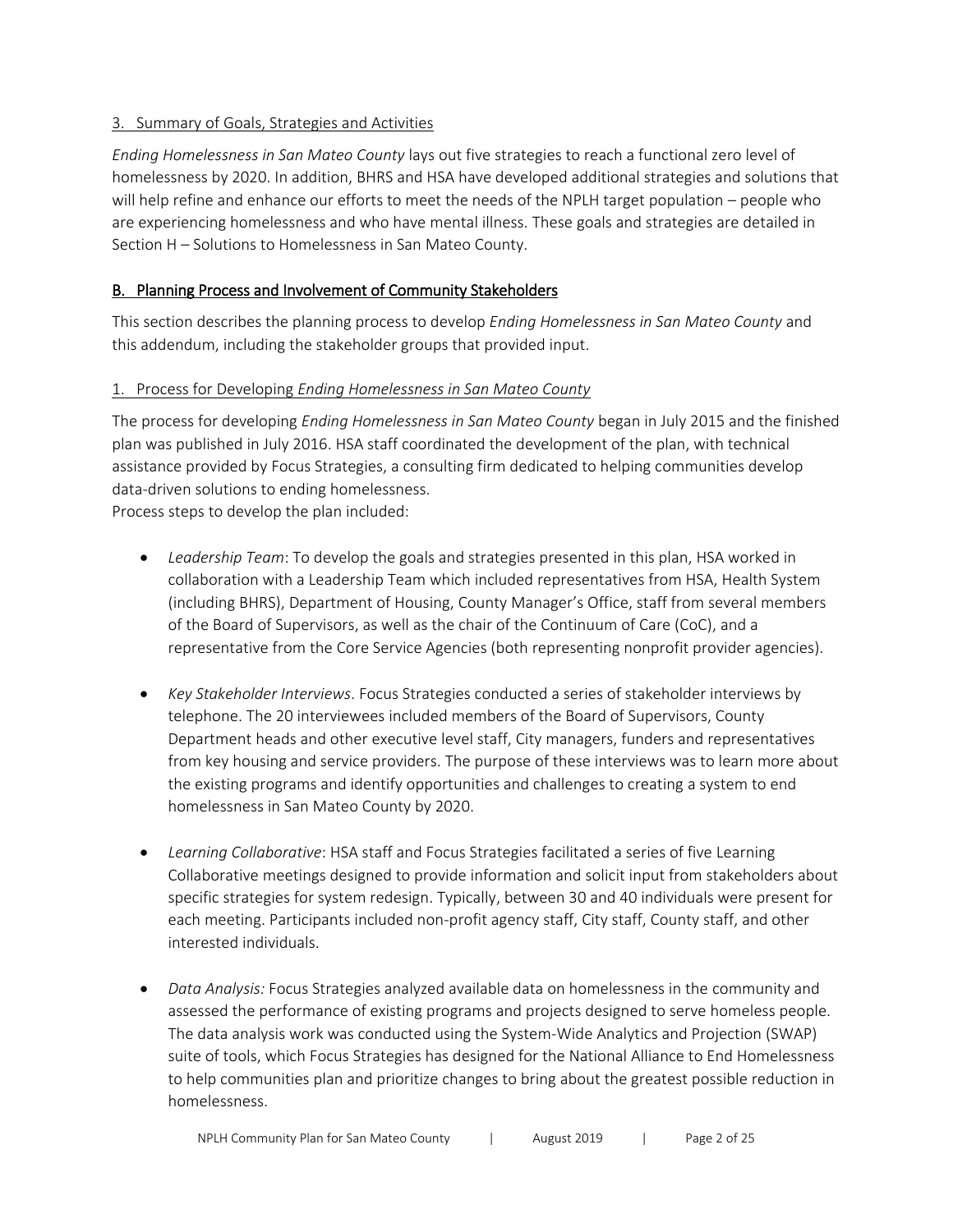3. Summary of Goals, Strategies and Activities

*Ending Homelessness in San Mateo County* lays out five strategies to reach a functional zero level of homelessness by 2020. In addition, BHRS and HSA have developed additional strategies and solutions that will help refine and enhance our efforts to meet the needs of the NPLH target population – people who are experiencing homelessness and who have mental illness. These goals and strategies are detailed in Section H – Solutions to Homelessness in San Mateo County.

## B. Planning Process and Involvement of Community Stakeholders

This section describes the planning process to develop *Ending Homelessness in San Mateo County* and this addendum, including the stakeholder groups that provided input.

### 1. Process for Developing *Ending Homelessness in San Mateo County*

The process for developing *Ending Homelessness in San Mateo County* began in July 2015 and the finished plan was published in July 2016. HSA staff coordinated the development of the plan, with technical assistance provided by Focus Strategies, a consulting firm dedicated to helping communities develop data-driven solutions to ending homelessness.

Process steps to develop the plan included:

- *Leadership Team*: To develop the goals and strategies presented in this plan, HSA worked in collaboration with a Leadership Team which included representatives from HSA, Health System (including BHRS), Department of Housing, County Manager's Office, staff from several members of the Board of Supervisors, as well as the chair of the Continuum of Care (CoC), and a representative from the Core Service Agencies (both representing nonprofit provider agencies).

- *Key Stakeholder Interviews*. Focus Strategies conducted a series of stakeholder interviews by telephone. The 20 interviewees included members of the Board of Supervisors, County Department heads and other executive level staff, City managers, funders and representatives from key housing and service providers. The purpose of these interviews was to learn more about the existing programs and identify opportunities and challenges to creating a system to end homelessness in San Mateo County by 2020.

- *Learning Collaborative*: HSA staff and Focus Strategies facilitated a series of five Learning Collaborative meetings designed to provide information and solicit input from stakeholders about specific strategies for system redesign. Typically, between 30 and 40 individuals were present for each meeting. Participants included non-profit agency staff, City staff, County staff, and other interested individuals.

- *Data Analysis:* Focus Strategies analyzed available data on homelessness in the community and assessed the performance of existing programs and projects designed to serve homeless people. The data analysis work was conducted using the System-Wide Analytics and Projection (SWAP) suite of tools, which Focus Strategies has designed for the National Alliance to End Homelessness to help communities plan and prioritize changes to bring about the greatest possible reduction in homelessness.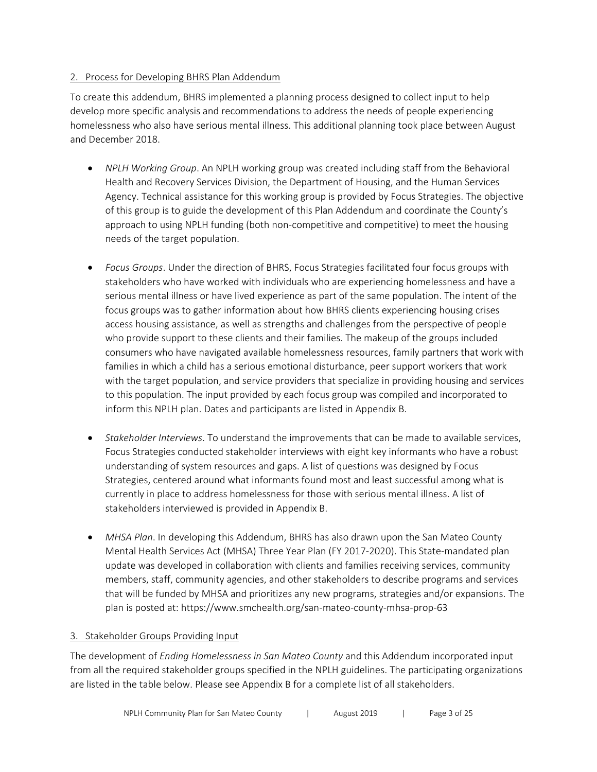## 2. Process for Developing BHRS Plan Addendum

To create this addendum, BHRS implemented a planning process designed to collect input to help develop more specific analysis and recommendations to address the needs of people experiencing homelessness who also have serious mental illness. This additional planning took place between August and December 2018.

- *NPLH Working Group*. An NPLH working group was created including staff from the Behavioral Health and Recovery Services Division, the Department of Housing, and the Human Services Agency. Technical assistance for this working group is provided by Focus Strategies. The objective of this group is to guide the development of this Plan Addendum and coordinate the County's approach to using NPLH funding (both non-competitive and competitive) to meet the housing needs of the target population.

- *Focus Groups*. Under the direction of BHRS, Focus Strategies facilitated four focus groups with stakeholders who have worked with individuals who are experiencing homelessness and have a serious mental illness or have lived experience as part of the same population. The intent of the focus groups was to gather information about how BHRS clients experiencing housing crises access housing assistance, as well as strengths and challenges from the perspective of people who provide support to these clients and their families. The makeup of the groups included consumers who have navigated available homelessness resources, family partners that work with families in which a child has a serious emotional disturbance, peer support workers that work with the target population, and service providers that specialize in providing housing and services to this population. The input provided by each focus group was compiled and incorporated to inform this NPLH plan. Dates and participants are listed in Appendix B.

- *Stakeholder Interviews*. To understand the improvements that can be made to available services, Focus Strategies conducted stakeholder interviews with eight key informants who have a robust understanding of system resources and gaps. A list of questions was designed by Focus Strategies, centered around what informants found most and least successful among what is currently in place to address homelessness for those with serious mental illness. A list of stakeholders interviewed is provided in Appendix B.

- *MHSA Plan*. In developing this Addendum, BHRS has also drawn upon the San Mateo County Mental Health Services Act (MHSA) Three Year Plan (FY 2017-2020). This State-mandated plan update was developed in collaboration with clients and families receiving services, community members, staff, community agencies, and other stakeholders to describe programs and services that will be funded by MHSA and prioritizes any new programs, strategies and/or expansions. The plan is posted at: https://www.smchealth.org/san-mateo-county-mhsa-prop-63

## 3. Stakeholder Groups Providing Input

The development of *Ending Homelessness in San Mateo County* and this Addendum incorporated input from all the required stakeholder groups specified in the NPLH guidelines. The participating organizations are listed in the table below. Please see Appendix B for a complete list of all stakeholders.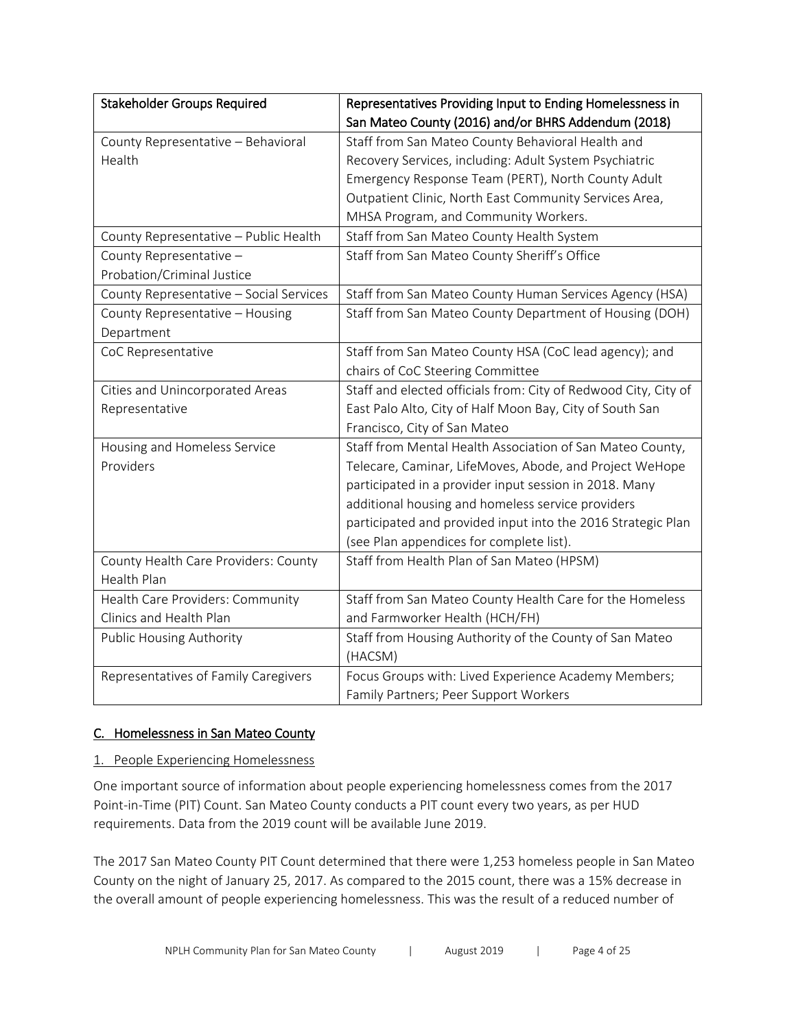| Stakeholder Groups Required | Representatives Providing Input to Ending Homelessness in San Mateo County (2016) and/or BHRS Addendum (2018) |
|---|---|
| County Representative – Behavioral Health | Staff from San Mateo County Behavioral Health and Recovery Services, including: Adult System Psychiatric Emergency Response Team (PERT), North County Adult Outpatient Clinic, North East Community Services Area, MHSA Program, and Community Workers. |
| County Representative – Public Health | Staff from San Mateo County Health System |
| County Representative – Probation/Criminal Justice | Staff from San Mateo County Sheriff's Office |
| County Representative – Social Services | Staff from San Mateo County Human Services Agency (HSA) |
| County Representative – Housing Department | Staff from San Mateo County Department of Housing (DOH) |
| CoC Representative | Staff from San Mateo County HSA (CoC lead agency); and chairs of CoC Steering Committee |
| Cities and Unincorporated Areas Representative | Staff and elected officials from: City of Redwood City, City of East Palo Alto, City of Half Moon Bay, City of South San Francisco, City of San Mateo |
| Housing and Homeless Service Providers | Staff from Mental Health Association of San Mateo County, Telecare, Caminar, LifeMoves, Abode, and Project WeHope participated in a provider input session in 2018. Many additional housing and homeless service providers participated and provided input into the 2016 Strategic Plan (see Plan appendices for complete list). |
| County Health Care Providers: County Health Plan | Staff from Health Plan of San Mateo (HPSM) |
| Health Care Providers: Community Clinics and Health Plan | Staff from San Mateo County Health Care for the Homeless and Farmworker Health (HCH/FH) |
| Public Housing Authority | Staff from Housing Authority of the County of San Mateo (HACSM) |
| Representatives of Family Caregivers | Focus Groups with: Lived Experience Academy Members; Family Partners; Peer Support Workers |

## C. Homelessness in San Mateo County

### 1. People Experiencing Homelessness

One important source of information about people experiencing homelessness comes from the 2017 Point-in-Time (PIT) Count. San Mateo County conducts a PIT count every two years, as per HUD requirements. Data from the 2019 count will be available June 2019.

The 2017 San Mateo County PIT Count determined that there were 1,253 homeless people in San Mateo County on the night of January 25, 2017. As compared to the 2015 count, there was a 15% decrease in the overall amount of people experiencing homelessness. This was the result of a reduced number of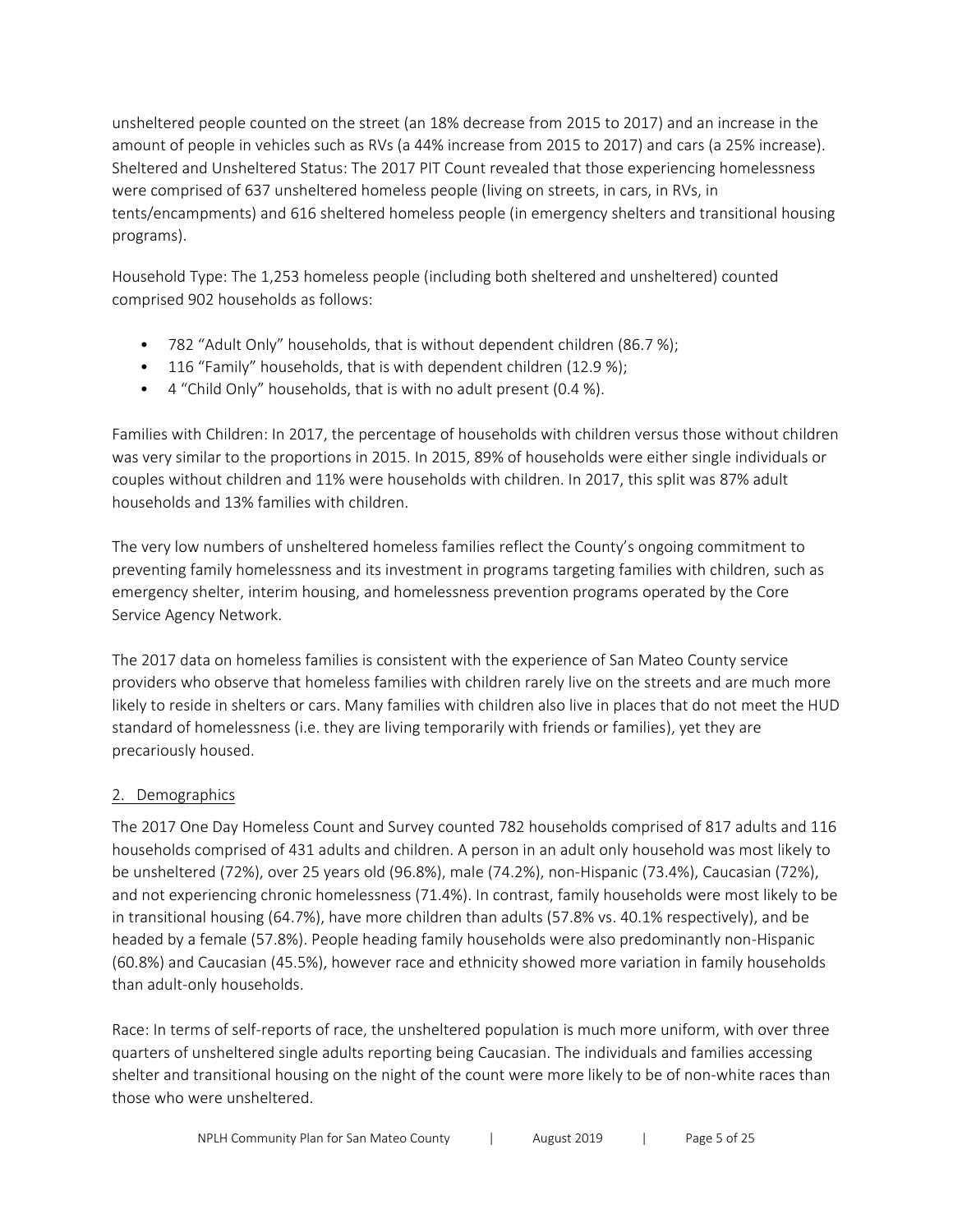unsheltered people counted on the street (an 18% decrease from 2015 to 2017) and an increase in the amount of people in vehicles such as RVs (a 44% increase from 2015 to 2017) and cars (a 25% increase). Sheltered and Unsheltered Status: The 2017 PIT Count revealed that those experiencing homelessness were comprised of 637 unsheltered homeless people (living on streets, in cars, in RVs, in tents/encampments) and 616 sheltered homeless people (in emergency shelters and transitional housing programs).

Household Type: The 1,253 homeless people (including both sheltered and unsheltered) counted comprised 902 households as follows:

- 782 "Adult Only" households, that is without dependent children (86.7 %);
- 116 "Family" households, that is with dependent children (12.9 %);
- 4 "Child Only" households, that is with no adult present (0.4 %).

Families with Children: In 2017, the percentage of households with children versus those without children was very similar to the proportions in 2015. In 2015, 89% of households were either single individuals or couples without children and 11% were households with children. In 2017, this split was 87% adult households and 13% families with children.

The very low numbers of unsheltered homeless families reflect the County's ongoing commitment to preventing family homelessness and its investment in programs targeting families with children, such as emergency shelter, interim housing, and homelessness prevention programs operated by the Core Service Agency Network.

The 2017 data on homeless families is consistent with the experience of San Mateo County service providers who observe that homeless families with children rarely live on the streets and are much more likely to reside in shelters or cars. Many families with children also live in places that do not meet the HUD standard of homelessness (i.e. they are living temporarily with friends or families), yet they are precariously housed.

## 2. Demographics

The 2017 One Day Homeless Count and Survey counted 782 households comprised of 817 adults and 116 households comprised of 431 adults and children. A person in an adult only household was most likely to be unsheltered (72%), over 25 years old (96.8%), male (74.2%), non-Hispanic (73.4%), Caucasian (72%), and not experiencing chronic homelessness (71.4%). In contrast, family households were most likely to be in transitional housing (64.7%), have more children than adults (57.8% vs. 40.1% respectively), and be headed by a female (57.8%). People heading family households were also predominantly non-Hispanic (60.8%) and Caucasian (45.5%), however race and ethnicity showed more variation in family households than adult-only households.

Race: In terms of self-reports of race, the unsheltered population is much more uniform, with over three quarters of unsheltered single adults reporting being Caucasian. The individuals and families accessing shelter and transitional housing on the night of the count were more likely to be of non-white races than those who were unsheltered.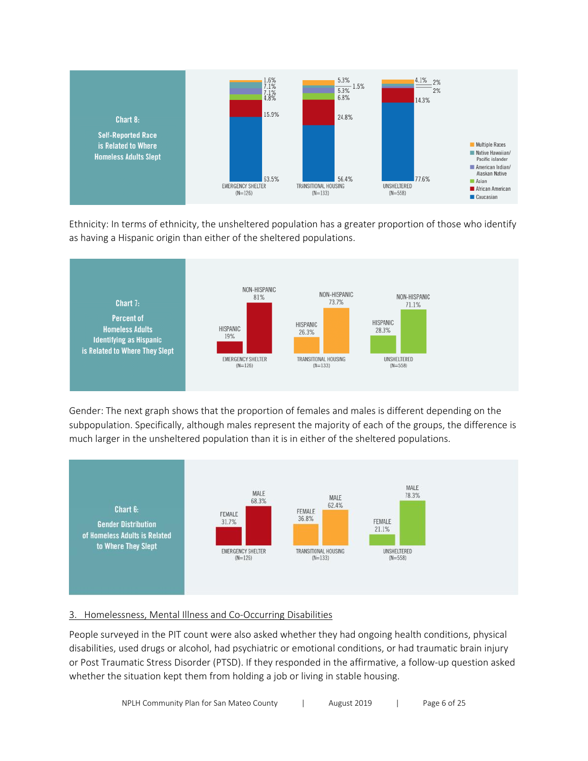**Chart 8:**

**Self-Reported Race is Related to Where Homeless Adults Slept**

| Race | Emergency Shelter (N=126) | Transitional Housing (N=133) | Unsheltered (N=558) |
|---|---|---|---|
| Multiple Races | 1.6% | 5.3% | 4.1% |
| Native Hawaiian/ Pacific islander | 7.1% | 1.5% | 2% |
| American Indian/ Alaskan Native | 7.1% | 5.3% | 2% |
| Asian | 4.8% | 6.8% | |
| African American | 15.9% | 24.8% | 14.3% |
| Caucasian | 63.5% | 56.4% | 77.6% |

Ethnicity: In terms of ethnicity, the unsheltered population has a greater proportion of those who identify as having a Hispanic origin than either of the sheltered populations.

**Chart 7:**

**Percent of Homeless Adults Identifying as Hispanic is Related to Where They Slept**

| | Emergency Shelter (N=126) | Transitional Housing (N=133) | Unsheltered (N=558) |
|---|---|---|---|
| Hispanic | 19% | 26.3% | 28.3% |
| Non-Hispanic | 81% | 73.7% | 71.1% |

Gender: The next graph shows that the proportion of females and males is different depending on the subpopulation. Specifically, although males represent the majority of each of the groups, the difference is much larger in the unsheltered population than it is in either of the sheltered populations.

**Chart 6:**

**Gender Distribution of Homeless Adults is Related to Where They Slept**

| | Emergency Shelter (N=126) | Transitional Housing (N=133) | Unsheltered (N=558) |
|---|---|---|---|
| Female | 31.7% | 36.8% | 21.1% |
| Male | 68.3% | 62.4% | 78.3% |

## 3. Homelessness, Mental Illness and Co-Occurring Disabilities

People surveyed in the PIT count were also asked whether they had ongoing health conditions, physical disabilities, used drugs or alcohol, had psychiatric or emotional conditions, or had traumatic brain injury or Post Traumatic Stress Disorder (PTSD). If they responded in the affirmative, a follow-up question asked whether the situation kept them from holding a job or living in stable housing.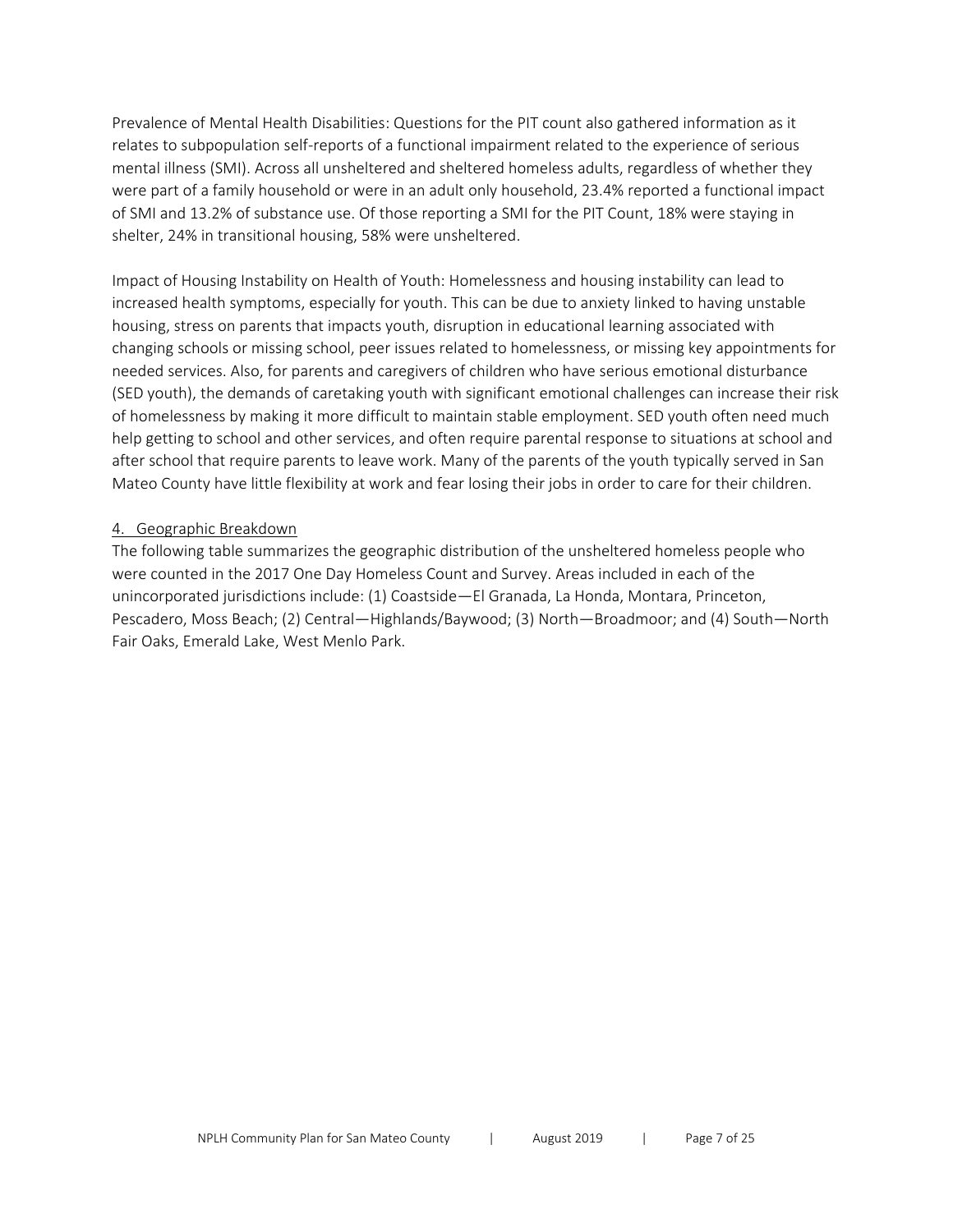Prevalence of Mental Health Disabilities: Questions for the PIT count also gathered information as it relates to subpopulation self-reports of a functional impairment related to the experience of serious mental illness (SMI). Across all unsheltered and sheltered homeless adults, regardless of whether they were part of a family household or were in an adult only household, 23.4% reported a functional impact of SMI and 13.2% of substance use. Of those reporting a SMI for the PIT Count, 18% were staying in shelter, 24% in transitional housing, 58% were unsheltered.

Impact of Housing Instability on Health of Youth: Homelessness and housing instability can lead to increased health symptoms, especially for youth. This can be due to anxiety linked to having unstable housing, stress on parents that impacts youth, disruption in educational learning associated with changing schools or missing school, peer issues related to homelessness, or missing key appointments for needed services. Also, for parents and caregivers of children who have serious emotional disturbance (SED youth), the demands of caretaking youth with significant emotional challenges can increase their risk of homelessness by making it more difficult to maintain stable employment. SED youth often need much help getting to school and other services, and often require parental response to situations at school and after school that require parents to leave work. Many of the parents of the youth typically served in San Mateo County have little flexibility at work and fear losing their jobs in order to care for their children.

<u>4. Geographic Breakdown</u>

The following table summarizes the geographic distribution of the unsheltered homeless people who were counted in the 2017 One Day Homeless Count and Survey. Areas included in each of the unincorporated jurisdictions include: (1) Coastside—El Granada, La Honda, Montara, Princeton, Pescadero, Moss Beach; (2) Central—Highlands/Baywood; (3) North—Broadmoor; and (4) South—North Fair Oaks, Emerald Lake, West Menlo Park.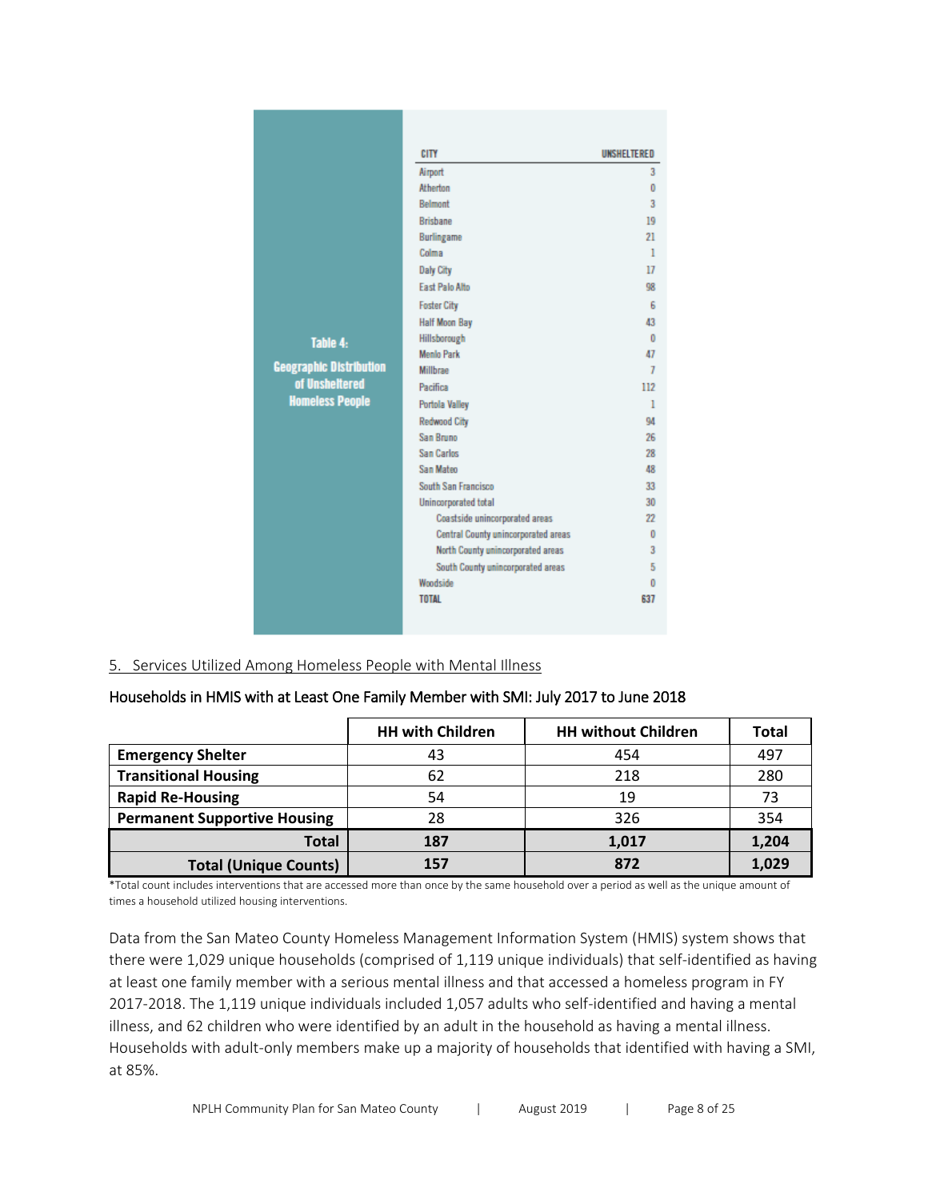**Table 4: Geographic Distribution of Unsheltered Homeless People**

| CITY | UNSHELTERED |
|---|---|
| Airport | 3 |
| Atherton | 0 |
| Belmont | 3 |
| Brisbane | 19 |
| Burlingame | 21 |
| Colma | 1 |
| Daly City | 17 |
| East Palo Alto | 98 |
| Foster City | 6 |
| Half Moon Bay | 43 |
| Hillsborough | 0 |
| Menlo Park | 47 |
| Millbrae | 7 |
| Pacifica | 112 |
| Portola Valley | 1 |
| Redwood City | 94 |
| San Bruno | 26 |
| San Carlos | 28 |
| San Mateo | 48 |
| South San Francisco | 33 |
| Unincorporated total | 30 |
| Coastside unincorporated areas | 22 |
| Central County unincorporated areas | 0 |
| North County unincorporated areas | 3 |
| South County unincorporated areas | 5 |
| Woodside | 0 |
| TOTAL | 637 |

5. Services Utilized Among Homeless People with Mental Illness

Households in HMIS with at Least One Family Member with SMI: July 2017 to June 2018

| | HH with Children | HH without Children | Total |
|---|---|---|---|
| **Emergency Shelter** | 43 | 454 | 497 |
| **Transitional Housing** | 62 | 218 | 280 |
| **Rapid Re-Housing** | 54 | 19 | 73 |
| **Permanent Supportive Housing** | 28 | 326 | 354 |
| **Total** | **187** | **1,017** | **1,204** |
| **Total (Unique Counts)** | **157** | **872** | **1,029** |

*Total count includes interventions that are accessed more than once by the same household over a period as well as the unique amount of times a household utilized housing interventions.

Data from the San Mateo County Homeless Management Information System (HMIS) system shows that there were 1,029 unique households (comprised of 1,119 unique individuals) that self-identified as having at least one family member with a serious mental illness and that accessed a homeless program in FY 2017-2018. The 1,119 unique individuals included 1,057 adults who self-identified and having a mental illness, and 62 children who were identified by an adult in the household as having a mental illness. Households with adult-only members make up a majority of households that identified with having a SMI, at 85%.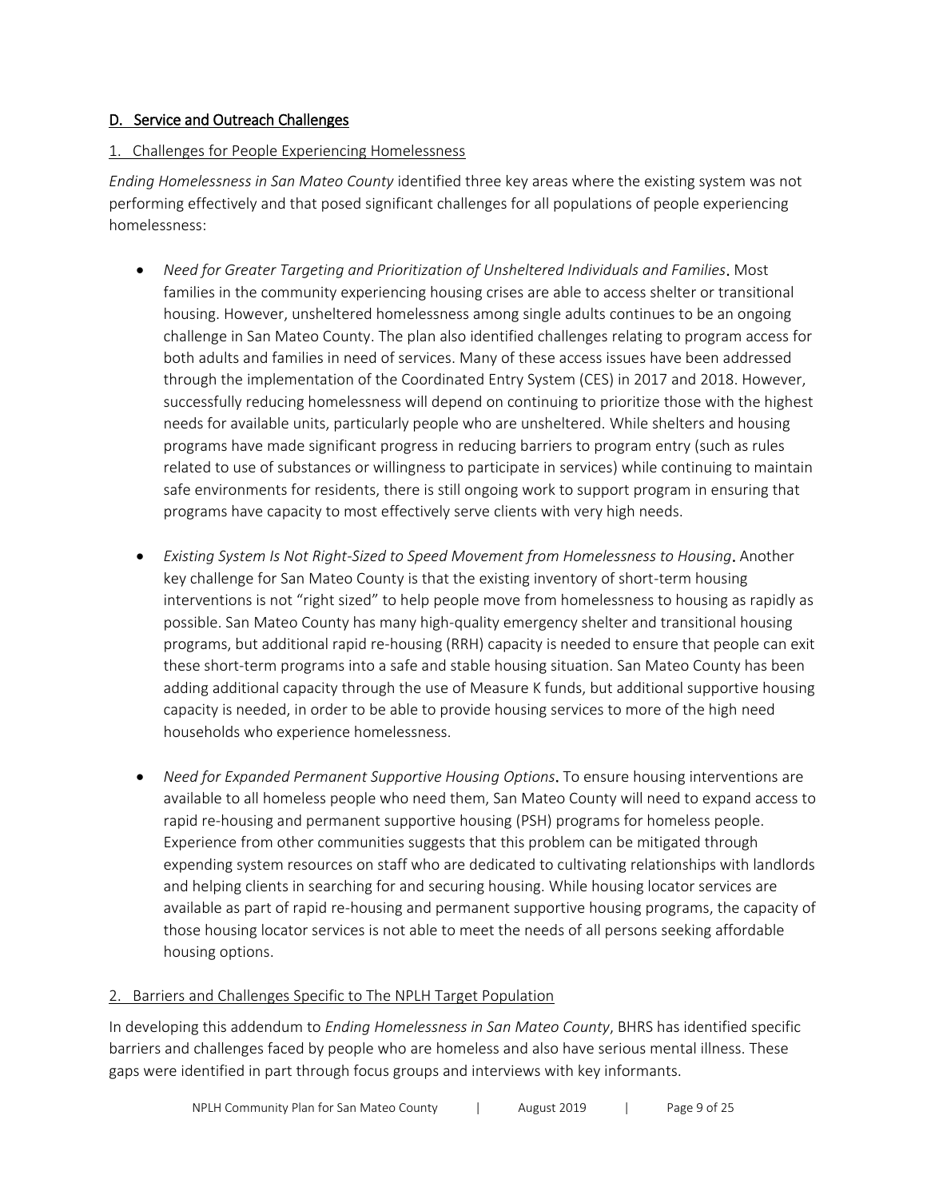## D. Service and Outreach Challenges

### 1. Challenges for People Experiencing Homelessness

*Ending Homelessness in San Mateo County* identified three key areas where the existing system was not performing effectively and that posed significant challenges for all populations of people experiencing homelessness:

- *Need for Greater Targeting and Prioritization of Unsheltered Individuals and Families*. Most families in the community experiencing housing crises are able to access shelter or transitional housing. However, unsheltered homelessness among single adults continues to be an ongoing challenge in San Mateo County. The plan also identified challenges relating to program access for both adults and families in need of services. Many of these access issues have been addressed through the implementation of the Coordinated Entry System (CES) in 2017 and 2018. However, successfully reducing homelessness will depend on continuing to prioritize those with the highest needs for available units, particularly people who are unsheltered. While shelters and housing programs have made significant progress in reducing barriers to program entry (such as rules related to use of substances or willingness to participate in services) while continuing to maintain safe environments for residents, there is still ongoing work to support program in ensuring that programs have capacity to most effectively serve clients with very high needs.

- *Existing System Is Not Right-Sized to Speed Movement from Homelessness to Housing*. Another key challenge for San Mateo County is that the existing inventory of short-term housing interventions is not "right sized" to help people move from homelessness to housing as rapidly as possible. San Mateo County has many high-quality emergency shelter and transitional housing programs, but additional rapid re-housing (RRH) capacity is needed to ensure that people can exit these short-term programs into a safe and stable housing situation. San Mateo County has been adding additional capacity through the use of Measure K funds, but additional supportive housing capacity is needed, in order to be able to provide housing services to more of the high need households who experience homelessness.

- *Need for Expanded Permanent Supportive Housing Options*. To ensure housing interventions are available to all homeless people who need them, San Mateo County will need to expand access to rapid re-housing and permanent supportive housing (PSH) programs for homeless people. Experience from other communities suggests that this problem can be mitigated through expending system resources on staff who are dedicated to cultivating relationships with landlords and helping clients in searching for and securing housing. While housing locator services are available as part of rapid re-housing and permanent supportive housing programs, the capacity of those housing locator services is not able to meet the needs of all persons seeking affordable housing options.

### 2. Barriers and Challenges Specific to The NPLH Target Population

In developing this addendum to *Ending Homelessness in San Mateo County*, BHRS has identified specific barriers and challenges faced by people who are homeless and also have serious mental illness. These gaps were identified in part through focus groups and interviews with key informants.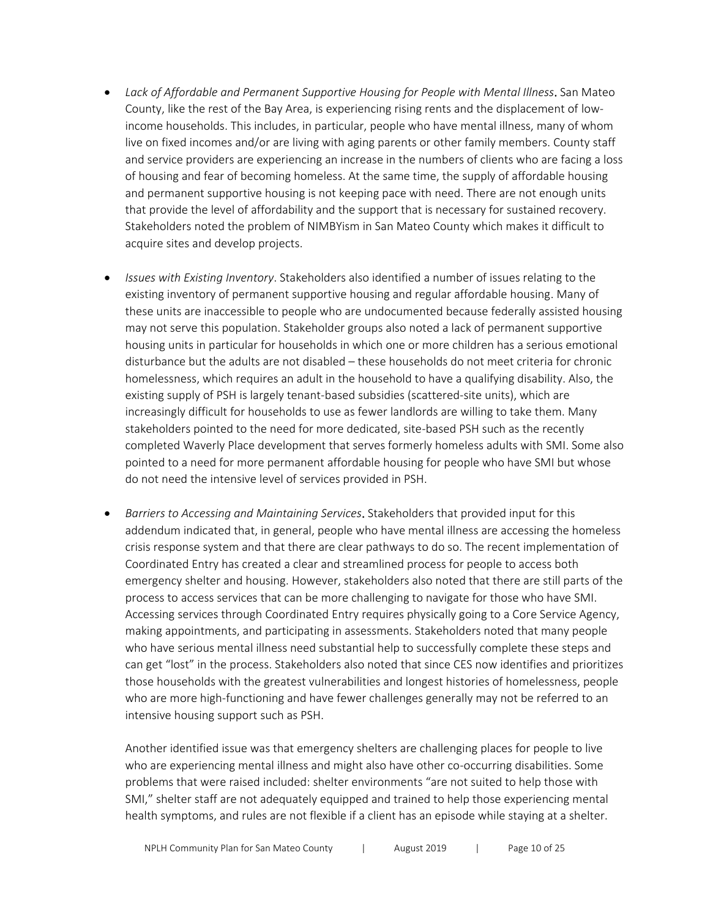- *Lack of Affordable and Permanent Supportive Housing for People with Mental Illness*. San Mateo County, like the rest of the Bay Area, is experiencing rising rents and the displacement of low-income households. This includes, in particular, people who have mental illness, many of whom live on fixed incomes and/or are living with aging parents or other family members. County staff and service providers are experiencing an increase in the numbers of clients who are facing a loss of housing and fear of becoming homeless. At the same time, the supply of affordable housing and permanent supportive housing is not keeping pace with need. There are not enough units that provide the level of affordability and the support that is necessary for sustained recovery. Stakeholders noted the problem of NIMBYism in San Mateo County which makes it difficult to acquire sites and develop projects.

- *Issues with Existing Inventory*. Stakeholders also identified a number of issues relating to the existing inventory of permanent supportive housing and regular affordable housing. Many of these units are inaccessible to people who are undocumented because federally assisted housing may not serve this population. Stakeholder groups also noted a lack of permanent supportive housing units in particular for households in which one or more children has a serious emotional disturbance but the adults are not disabled – these households do not meet criteria for chronic homelessness, which requires an adult in the household to have a qualifying disability. Also, the existing supply of PSH is largely tenant-based subsidies (scattered-site units), which are increasingly difficult for households to use as fewer landlords are willing to take them. Many stakeholders pointed to the need for more dedicated, site-based PSH such as the recently completed Waverly Place development that serves formerly homeless adults with SMI. Some also pointed to a need for more permanent affordable housing for people who have SMI but whose do not need the intensive level of services provided in PSH.

- *Barriers to Accessing and Maintaining Services*. Stakeholders that provided input for this addendum indicated that, in general, people who have mental illness are accessing the homeless crisis response system and that there are clear pathways to do so. The recent implementation of Coordinated Entry has created a clear and streamlined process for people to access both emergency shelter and housing. However, stakeholders also noted that there are still parts of the process to access services that can be more challenging to navigate for those who have SMI. Accessing services through Coordinated Entry requires physically going to a Core Service Agency, making appointments, and participating in assessments. Stakeholders noted that many people who have serious mental illness need substantial help to successfully complete these steps and can get "lost" in the process. Stakeholders also noted that since CES now identifies and prioritizes those households with the greatest vulnerabilities and longest histories of homelessness, people who are more high-functioning and have fewer challenges generally may not be referred to an intensive housing support such as PSH.

  Another identified issue was that emergency shelters are challenging places for people to live who are experiencing mental illness and might also have other co-occurring disabilities. Some problems that were raised included: shelter environments "are not suited to help those with SMI," shelter staff are not adequately equipped and trained to help those experiencing mental health symptoms, and rules are not flexible if a client has an episode while staying at a shelter.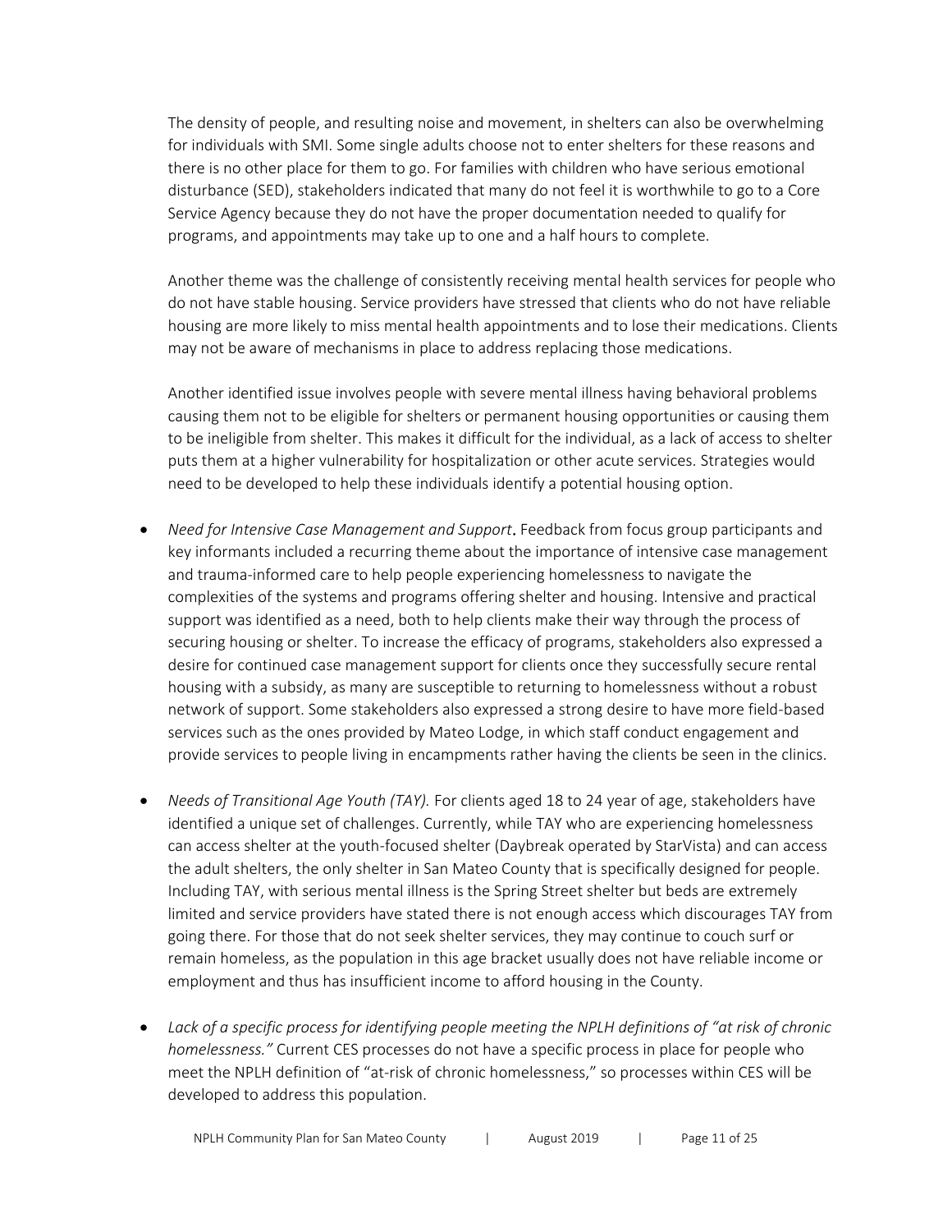The density of people, and resulting noise and movement, in shelters can also be overwhelming for individuals with SMI. Some single adults choose not to enter shelters for these reasons and there is no other place for them to go. For families with children who have serious emotional disturbance (SED), stakeholders indicated that many do not feel it is worthwhile to go to a Core Service Agency because they do not have the proper documentation needed to qualify for programs, and appointments may take up to one and a half hours to complete.

Another theme was the challenge of consistently receiving mental health services for people who do not have stable housing. Service providers have stressed that clients who do not have reliable housing are more likely to miss mental health appointments and to lose their medications. Clients may not be aware of mechanisms in place to address replacing those medications.

Another identified issue involves people with severe mental illness having behavioral problems causing them not to be eligible for shelters or permanent housing opportunities or causing them to be ineligible from shelter. This makes it difficult for the individual, as a lack of access to shelter puts them at a higher vulnerability for hospitalization or other acute services. Strategies would need to be developed to help these individuals identify a potential housing option.

- *Need for Intensive Case Management and Support*. Feedback from focus group participants and key informants included a recurring theme about the importance of intensive case management and trauma-informed care to help people experiencing homelessness to navigate the complexities of the systems and programs offering shelter and housing. Intensive and practical support was identified as a need, both to help clients make their way through the process of securing housing or shelter. To increase the efficacy of programs, stakeholders also expressed a desire for continued case management support for clients once they successfully secure rental housing with a subsidy, as many are susceptible to returning to homelessness without a robust network of support. Some stakeholders also expressed a strong desire to have more field-based services such as the ones provided by Mateo Lodge, in which staff conduct engagement and provide services to people living in encampments rather having the clients be seen in the clinics.

- *Needs of Transitional Age Youth (TAY).* For clients aged 18 to 24 year of age, stakeholders have identified a unique set of challenges. Currently, while TAY who are experiencing homelessness can access shelter at the youth-focused shelter (Daybreak operated by StarVista) and can access the adult shelters, the only shelter in San Mateo County that is specifically designed for people. Including TAY, with serious mental illness is the Spring Street shelter but beds are extremely limited and service providers have stated there is not enough access which discourages TAY from going there. For those that do not seek shelter services, they may continue to couch surf or remain homeless, as the population in this age bracket usually does not have reliable income or employment and thus has insufficient income to afford housing in the County.

- *Lack of a specific process for identifying people meeting the NPLH definitions of "at risk of chronic homelessness."* Current CES processes do not have a specific process in place for people who meet the NPLH definition of "at-risk of chronic homelessness," so processes within CES will be developed to address this population.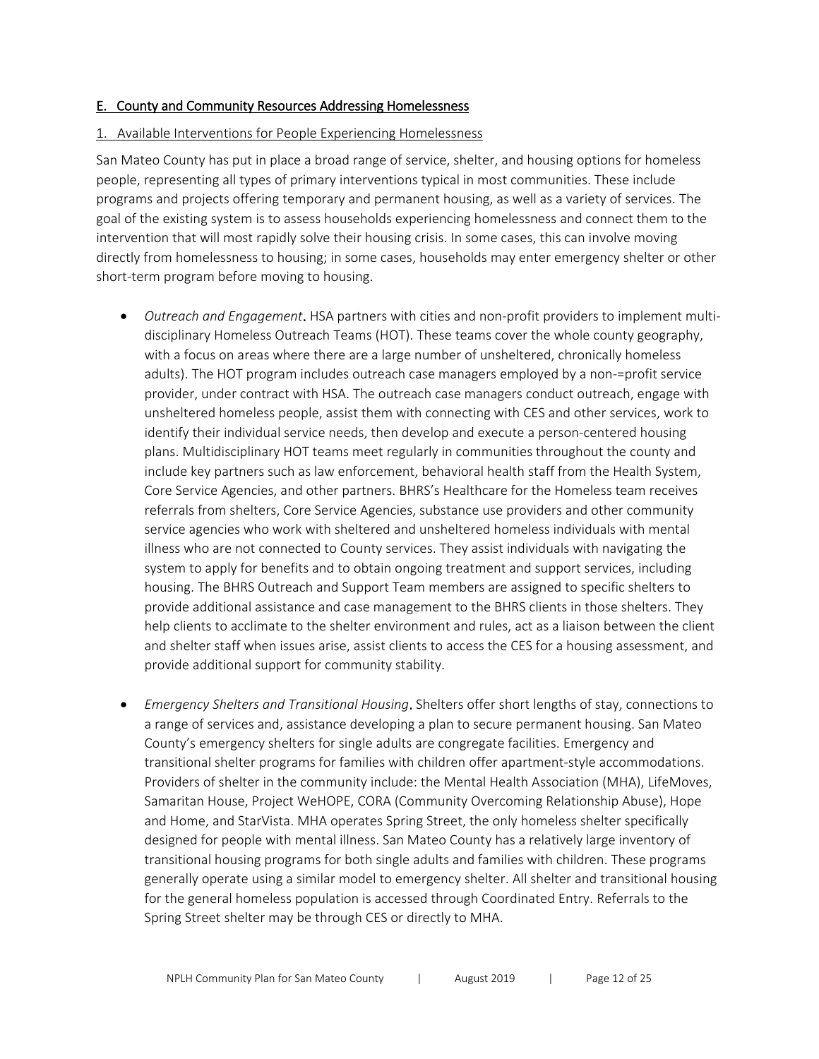## E. County and Community Resources Addressing Homelessness

### 1. Available Interventions for People Experiencing Homelessness

San Mateo County has put in place a broad range of service, shelter, and housing options for homeless people, representing all types of primary interventions typical in most communities. These include programs and projects offering temporary and permanent housing, as well as a variety of services. The goal of the existing system is to assess households experiencing homelessness and connect them to the intervention that will most rapidly solve their housing crisis. In some cases, this can involve moving directly from homelessness to housing; in some cases, households may enter emergency shelter or other short-term program before moving to housing.

- *Outreach and Engagement*. HSA partners with cities and non-profit providers to implement multi-disciplinary Homeless Outreach Teams (HOT). These teams cover the whole county geography, with a focus on areas where there are a large number of unsheltered, chronically homeless adults). The HOT program includes outreach case managers employed by a non-=profit service provider, under contract with HSA. The outreach case managers conduct outreach, engage with unsheltered homeless people, assist them with connecting with CES and other services, work to identify their individual service needs, then develop and execute a person-centered housing plans. Multidisciplinary HOT teams meet regularly in communities throughout the county and include key partners such as law enforcement, behavioral health staff from the Health System, Core Service Agencies, and other partners. BHRS's Healthcare for the Homeless team receives referrals from shelters, Core Service Agencies, substance use providers and other community service agencies who work with sheltered and unsheltered homeless individuals with mental illness who are not connected to County services. They assist individuals with navigating the system to apply for benefits and to obtain ongoing treatment and support services, including housing. The BHRS Outreach and Support Team members are assigned to specific shelters to provide additional assistance and case management to the BHRS clients in those shelters. They help clients to acclimate to the shelter environment and rules, act as a liaison between the client and shelter staff when issues arise, assist clients to access the CES for a housing assessment, and provide additional support for community stability.

- *Emergency Shelters and Transitional Housing*. Shelters offer short lengths of stay, connections to a range of services and, assistance developing a plan to secure permanent housing. San Mateo County's emergency shelters for single adults are congregate facilities. Emergency and transitional shelter programs for families with children offer apartment-style accommodations. Providers of shelter in the community include: the Mental Health Association (MHA), LifeMoves, Samaritan House, Project WeHOPE, CORA (Community Overcoming Relationship Abuse), Hope and Home, and StarVista. MHA operates Spring Street, the only homeless shelter specifically designed for people with mental illness. San Mateo County has a relatively large inventory of transitional housing programs for both single adults and families with children. These programs generally operate using a similar model to emergency shelter. All shelter and transitional housing for the general homeless population is accessed through Coordinated Entry. Referrals to the Spring Street shelter may be through CES or directly to MHA.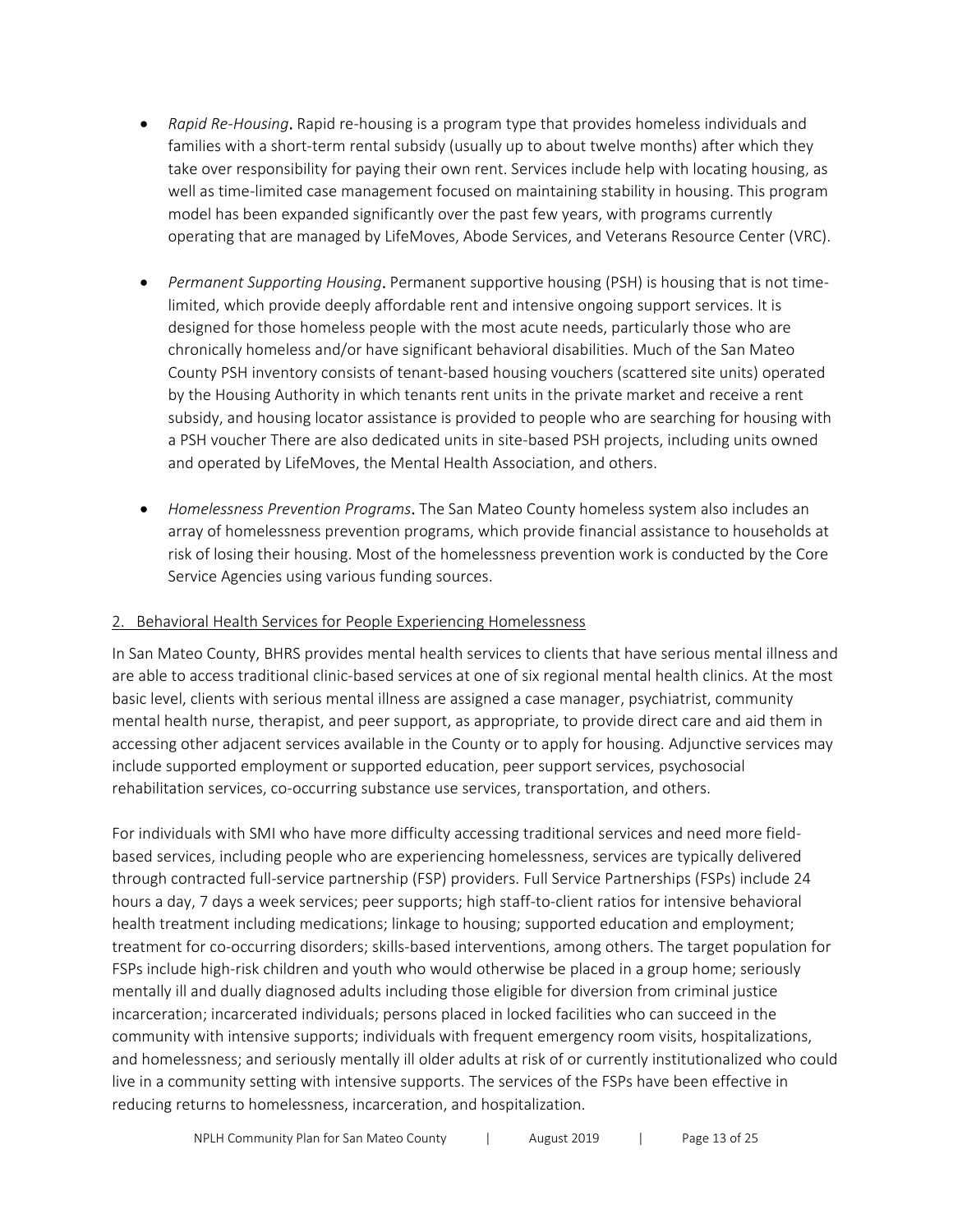- *Rapid Re-Housing*. Rapid re-housing is a program type that provides homeless individuals and families with a short-term rental subsidy (usually up to about twelve months) after which they take over responsibility for paying their own rent. Services include help with locating housing, as well as time-limited case management focused on maintaining stability in housing. This program model has been expanded significantly over the past few years, with programs currently operating that are managed by LifeMoves, Abode Services, and Veterans Resource Center (VRC).

- *Permanent Supporting Housing*. Permanent supportive housing (PSH) is housing that is not time-limited, which provide deeply affordable rent and intensive ongoing support services. It is designed for those homeless people with the most acute needs, particularly those who are chronically homeless and/or have significant behavioral disabilities. Much of the San Mateo County PSH inventory consists of tenant-based housing vouchers (scattered site units) operated by the Housing Authority in which tenants rent units in the private market and receive a rent subsidy, and housing locator assistance is provided to people who are searching for housing with a PSH voucher There are also dedicated units in site-based PSH projects, including units owned and operated by LifeMoves, the Mental Health Association, and others.

- *Homelessness Prevention Programs*. The San Mateo County homeless system also includes an array of homelessness prevention programs, which provide financial assistance to households at risk of losing their housing. Most of the homelessness prevention work is conducted by the Core Service Agencies using various funding sources.

2. Behavioral Health Services for People Experiencing Homelessness

In San Mateo County, BHRS provides mental health services to clients that have serious mental illness and are able to access traditional clinic-based services at one of six regional mental health clinics. At the most basic level, clients with serious mental illness are assigned a case manager, psychiatrist, community mental health nurse, therapist, and peer support, as appropriate, to provide direct care and aid them in accessing other adjacent services available in the County or to apply for housing. Adjunctive services may include supported employment or supported education, peer support services, psychosocial rehabilitation services, co-occurring substance use services, transportation, and others.

For individuals with SMI who have more difficulty accessing traditional services and need more field-based services, including people who are experiencing homelessness, services are typically delivered through contracted full-service partnership (FSP) providers. Full Service Partnerships (FSPs) include 24 hours a day, 7 days a week services; peer supports; high staff-to-client ratios for intensive behavioral health treatment including medications; linkage to housing; supported education and employment; treatment for co-occurring disorders; skills-based interventions, among others. The target population for FSPs include high-risk children and youth who would otherwise be placed in a group home; seriously mentally ill and dually diagnosed adults including those eligible for diversion from criminal justice incarceration; incarcerated individuals; persons placed in locked facilities who can succeed in the community with intensive supports; individuals with frequent emergency room visits, hospitalizations, and homelessness; and seriously mentally ill older adults at risk of or currently institutionalized who could live in a community setting with intensive supports. The services of the FSPs have been effective in reducing returns to homelessness, incarceration, and hospitalization.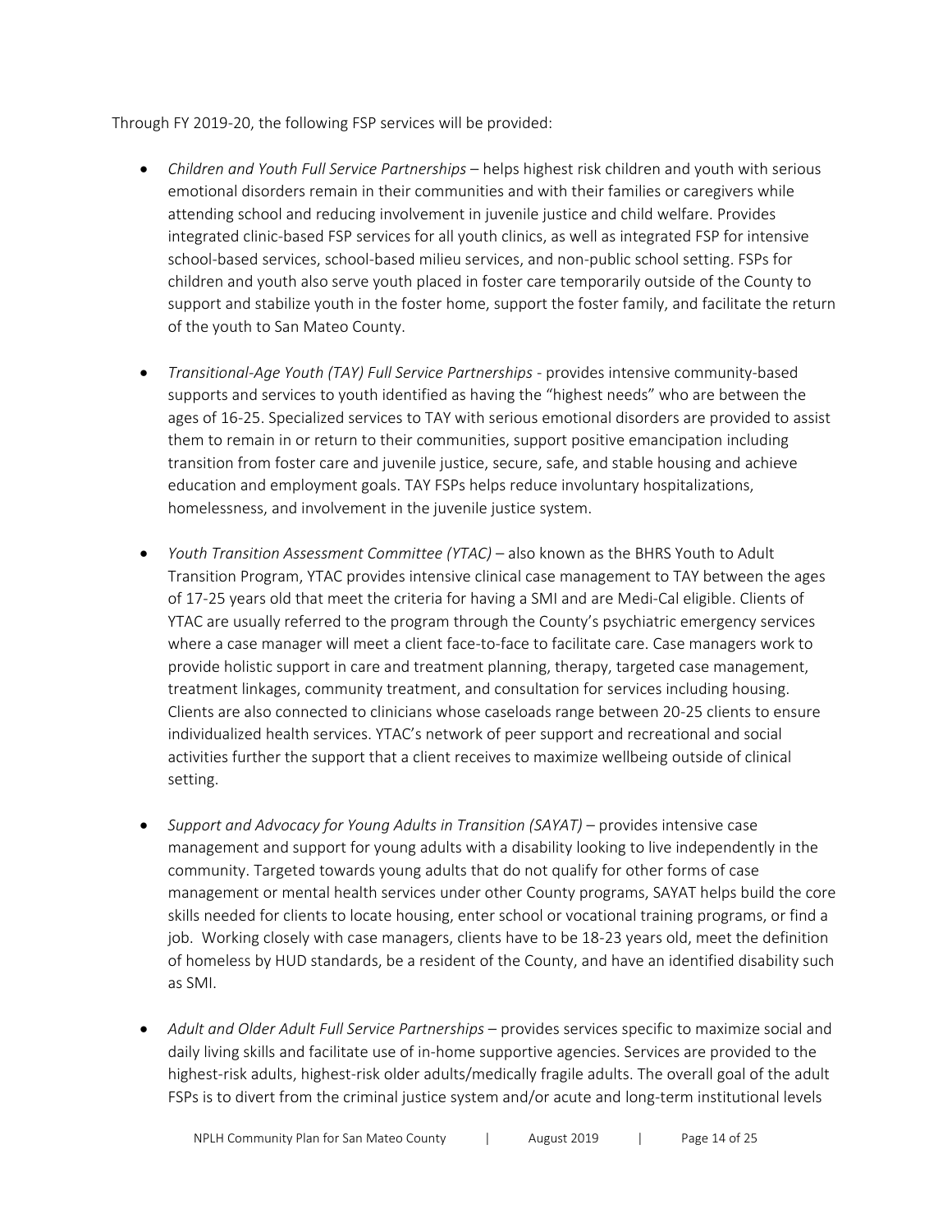Through FY 2019-20, the following FSP services will be provided:

- *Children and Youth Full Service Partnerships* – helps highest risk children and youth with serious emotional disorders remain in their communities and with their families or caregivers while attending school and reducing involvement in juvenile justice and child welfare. Provides integrated clinic-based FSP services for all youth clinics, as well as integrated FSP for intensive school-based services, school-based milieu services, and non-public school setting. FSPs for children and youth also serve youth placed in foster care temporarily outside of the County to support and stabilize youth in the foster home, support the foster family, and facilitate the return of the youth to San Mateo County.

- *Transitional-Age Youth (TAY) Full Service Partnerships* - provides intensive community-based supports and services to youth identified as having the "highest needs" who are between the ages of 16-25. Specialized services to TAY with serious emotional disorders are provided to assist them to remain in or return to their communities, support positive emancipation including transition from foster care and juvenile justice, secure, safe, and stable housing and achieve education and employment goals. TAY FSPs helps reduce involuntary hospitalizations, homelessness, and involvement in the juvenile justice system.

- *Youth Transition Assessment Committee (YTAC)* – also known as the BHRS Youth to Adult Transition Program, YTAC provides intensive clinical case management to TAY between the ages of 17-25 years old that meet the criteria for having a SMI and are Medi-Cal eligible. Clients of YTAC are usually referred to the program through the County's psychiatric emergency services where a case manager will meet a client face-to-face to facilitate care. Case managers work to provide holistic support in care and treatment planning, therapy, targeted case management, treatment linkages, community treatment, and consultation for services including housing. Clients are also connected to clinicians whose caseloads range between 20-25 clients to ensure individualized health services. YTAC's network of peer support and recreational and social activities further the support that a client receives to maximize wellbeing outside of clinical setting.

- *Support and Advocacy for Young Adults in Transition (SAYAT)* – provides intensive case management and support for young adults with a disability looking to live independently in the community. Targeted towards young adults that do not qualify for other forms of case management or mental health services under other County programs, SAYAT helps build the core skills needed for clients to locate housing, enter school or vocational training programs, or find a job. Working closely with case managers, clients have to be 18-23 years old, meet the definition of homeless by HUD standards, be a resident of the County, and have an identified disability such as SMI.

- *Adult and Older Adult Full Service Partnerships* – provides services specific to maximize social and daily living skills and facilitate use of in-home supportive agencies. Services are provided to the highest-risk adults, highest-risk older adults/medically fragile adults. The overall goal of the adult FSPs is to divert from the criminal justice system and/or acute and long-term institutional levels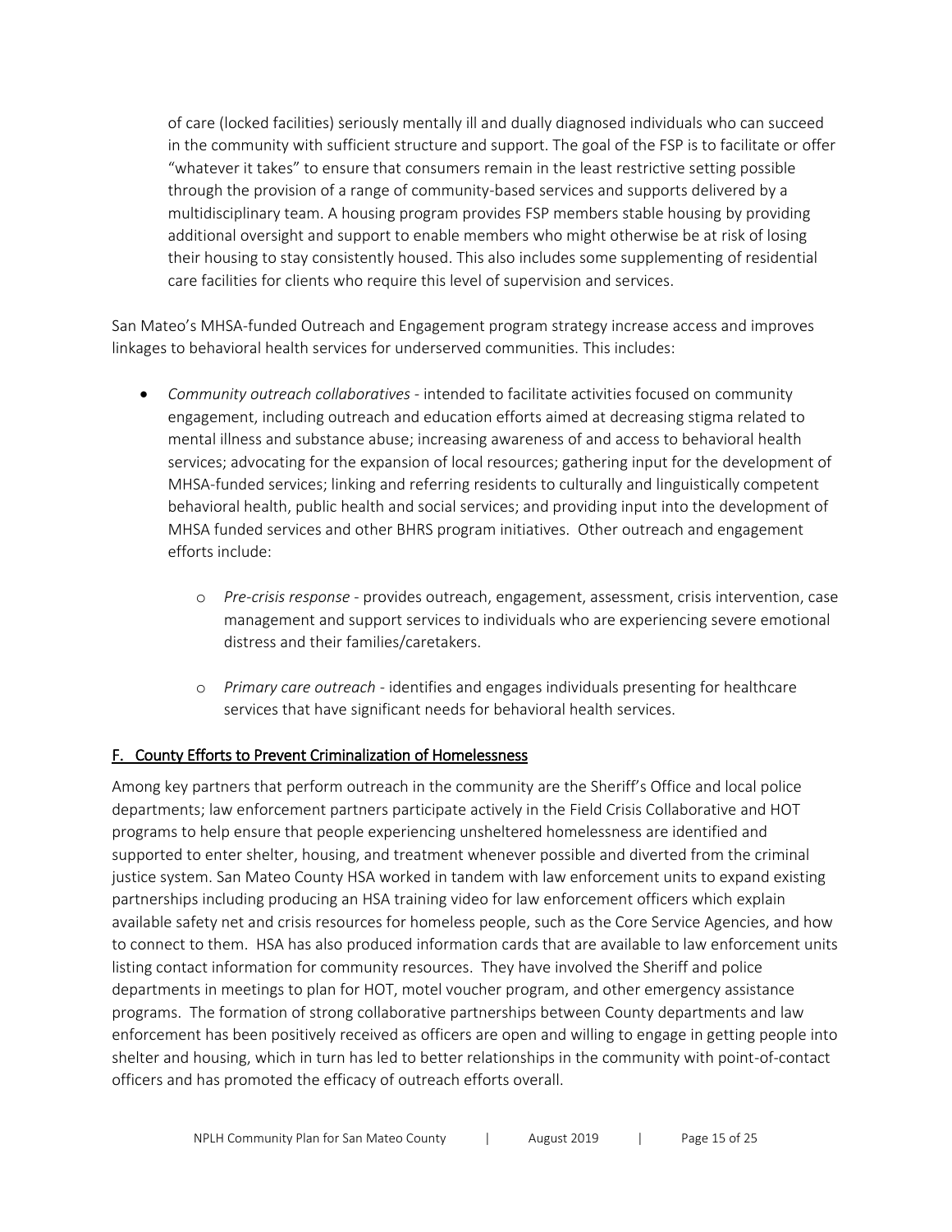of care (locked facilities) seriously mentally ill and dually diagnosed individuals who can succeed in the community with sufficient structure and support. The goal of the FSP is to facilitate or offer "whatever it takes" to ensure that consumers remain in the least restrictive setting possible through the provision of a range of community-based services and supports delivered by a multidisciplinary team. A housing program provides FSP members stable housing by providing additional oversight and support to enable members who might otherwise be at risk of losing their housing to stay consistently housed. This also includes some supplementing of residential care facilities for clients who require this level of supervision and services.

San Mateo's MHSA-funded Outreach and Engagement program strategy increase access and improves linkages to behavioral health services for underserved communities. This includes:

- *Community outreach collaboratives* - intended to facilitate activities focused on community engagement, including outreach and education efforts aimed at decreasing stigma related to mental illness and substance abuse; increasing awareness of and access to behavioral health services; advocating for the expansion of local resources; gathering input for the development of MHSA-funded services; linking and referring residents to culturally and linguistically competent behavioral health, public health and social services; and providing input into the development of MHSA funded services and other BHRS program initiatives. Other outreach and engagement efforts include:
  - *Pre-crisis response* - provides outreach, engagement, assessment, crisis intervention, case management and support services to individuals who are experiencing severe emotional distress and their families/caretakers.
  - *Primary care outreach* - identifies and engages individuals presenting for healthcare services that have significant needs for behavioral health services.

## F. County Efforts to Prevent Criminalization of Homelessness

Among key partners that perform outreach in the community are the Sheriff's Office and local police departments; law enforcement partners participate actively in the Field Crisis Collaborative and HOT programs to help ensure that people experiencing unsheltered homelessness are identified and supported to enter shelter, housing, and treatment whenever possible and diverted from the criminal justice system. San Mateo County HSA worked in tandem with law enforcement units to expand existing partnerships including producing an HSA training video for law enforcement officers which explain available safety net and crisis resources for homeless people, such as the Core Service Agencies, and how to connect to them. HSA has also produced information cards that are available to law enforcement units listing contact information for community resources. They have involved the Sheriff and police departments in meetings to plan for HOT, motel voucher program, and other emergency assistance programs. The formation of strong collaborative partnerships between County departments and law enforcement has been positively received as officers are open and willing to engage in getting people into shelter and housing, which in turn has led to better relationships in the community with point-of-contact officers and has promoted the efficacy of outreach efforts overall.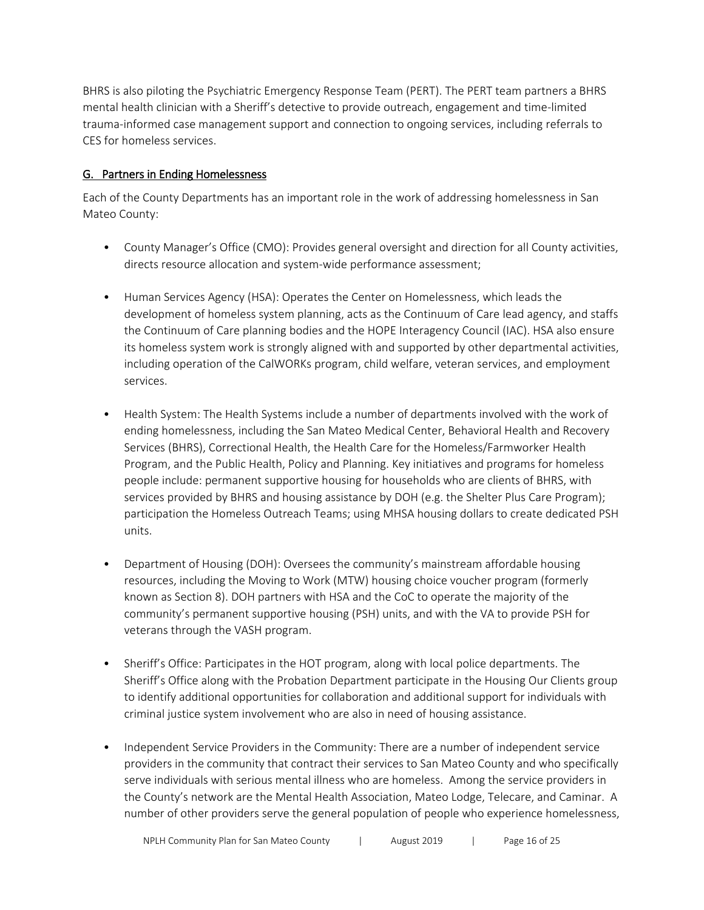BHRS is also piloting the Psychiatric Emergency Response Team (PERT). The PERT team partners a BHRS mental health clinician with a Sheriff's detective to provide outreach, engagement and time-limited trauma-informed case management support and connection to ongoing services, including referrals to CES for homeless services.

## G. Partners in Ending Homelessness

Each of the County Departments has an important role in the work of addressing homelessness in San Mateo County:

- County Manager's Office (CMO): Provides general oversight and direction for all County activities, directs resource allocation and system-wide performance assessment;

- Human Services Agency (HSA): Operates the Center on Homelessness, which leads the development of homeless system planning, acts as the Continuum of Care lead agency, and staffs the Continuum of Care planning bodies and the HOPE Interagency Council (IAC). HSA also ensure its homeless system work is strongly aligned with and supported by other departmental activities, including operation of the CalWORKs program, child welfare, veteran services, and employment services.

- Health System: The Health Systems include a number of departments involved with the work of ending homelessness, including the San Mateo Medical Center, Behavioral Health and Recovery Services (BHRS), Correctional Health, the Health Care for the Homeless/Farmworker Health Program, and the Public Health, Policy and Planning. Key initiatives and programs for homeless people include: permanent supportive housing for households who are clients of BHRS, with services provided by BHRS and housing assistance by DOH (e.g. the Shelter Plus Care Program); participation the Homeless Outreach Teams; using MHSA housing dollars to create dedicated PSH units.

- Department of Housing (DOH): Oversees the community's mainstream affordable housing resources, including the Moving to Work (MTW) housing choice voucher program (formerly known as Section 8). DOH partners with HSA and the CoC to operate the majority of the community's permanent supportive housing (PSH) units, and with the VA to provide PSH for veterans through the VASH program.

- Sheriff's Office: Participates in the HOT program, along with local police departments. The Sheriff's Office along with the Probation Department participate in the Housing Our Clients group to identify additional opportunities for collaboration and additional support for individuals with criminal justice system involvement who are also in need of housing assistance.

- Independent Service Providers in the Community: There are a number of independent service providers in the community that contract their services to San Mateo County and who specifically serve individuals with serious mental illness who are homeless. Among the service providers in the County's network are the Mental Health Association, Mateo Lodge, Telecare, and Caminar. A number of other providers serve the general population of people who experience homelessness,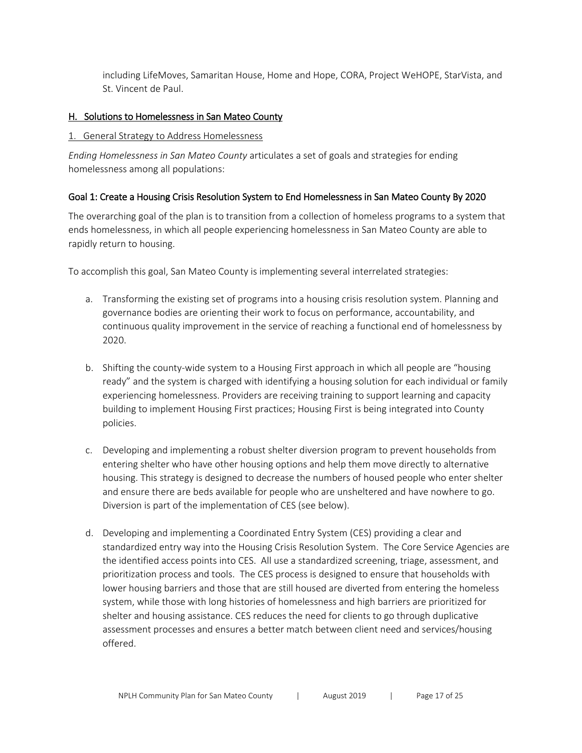including LifeMoves, Samaritan House, Home and Hope, CORA, Project WeHOPE, StarVista, and St. Vincent de Paul.

## H. Solutions to Homelessness in San Mateo County

### 1. General Strategy to Address Homelessness

*Ending Homelessness in San Mateo County* articulates a set of goals and strategies for ending homelessness among all populations:

#### Goal 1: Create a Housing Crisis Resolution System to End Homelessness in San Mateo County By 2020

The overarching goal of the plan is to transition from a collection of homeless programs to a system that ends homelessness, in which all people experiencing homelessness in San Mateo County are able to rapidly return to housing.

To accomplish this goal, San Mateo County is implementing several interrelated strategies:

a. Transforming the existing set of programs into a housing crisis resolution system. Planning and governance bodies are orienting their work to focus on performance, accountability, and continuous quality improvement in the service of reaching a functional end of homelessness by 2020.

b. Shifting the county-wide system to a Housing First approach in which all people are "housing ready" and the system is charged with identifying a housing solution for each individual or family experiencing homelessness. Providers are receiving training to support learning and capacity building to implement Housing First practices; Housing First is being integrated into County policies.

c. Developing and implementing a robust shelter diversion program to prevent households from entering shelter who have other housing options and help them move directly to alternative housing. This strategy is designed to decrease the numbers of housed people who enter shelter and ensure there are beds available for people who are unsheltered and have nowhere to go. Diversion is part of the implementation of CES (see below).

d. Developing and implementing a Coordinated Entry System (CES) providing a clear and standardized entry way into the Housing Crisis Resolution System. The Core Service Agencies are the identified access points into CES. All use a standardized screening, triage, assessment, and prioritization process and tools. The CES process is designed to ensure that households with lower housing barriers and those that are still housed are diverted from entering the homeless system, while those with long histories of homelessness and high barriers are prioritized for shelter and housing assistance. CES reduces the need for clients to go through duplicative assessment processes and ensures a better match between client need and services/housing offered.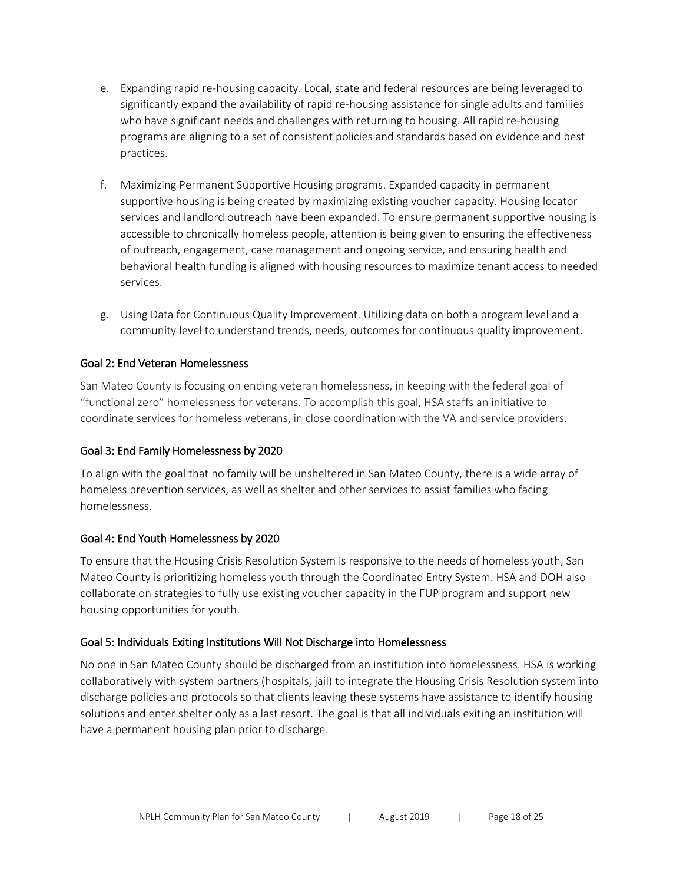e. Expanding rapid re-housing capacity. Local, state and federal resources are being leveraged to significantly expand the availability of rapid re-housing assistance for single adults and families who have significant needs and challenges with returning to housing. All rapid re-housing programs are aligning to a set of consistent policies and standards based on evidence and best practices.

f. Maximizing Permanent Supportive Housing programs. Expanded capacity in permanent supportive housing is being created by maximizing existing voucher capacity. Housing locator services and landlord outreach have been expanded. To ensure permanent supportive housing is accessible to chronically homeless people, attention is being given to ensuring the effectiveness of outreach, engagement, case management and ongoing service, and ensuring health and behavioral health funding is aligned with housing resources to maximize tenant access to needed services.

g. Using Data for Continuous Quality Improvement. Utilizing data on both a program level and a community level to understand trends, needs, outcomes for continuous quality improvement.

### Goal 2: End Veteran Homelessness

San Mateo County is focusing on ending veteran homelessness, in keeping with the federal goal of "functional zero" homelessness for veterans. To accomplish this goal, HSA staffs an initiative to coordinate services for homeless veterans, in close coordination with the VA and service providers.

### Goal 3: End Family Homelessness by 2020

To align with the goal that no family will be unsheltered in San Mateo County, there is a wide array of homeless prevention services, as well as shelter and other services to assist families who facing homelessness.

### Goal 4: End Youth Homelessness by 2020

To ensure that the Housing Crisis Resolution System is responsive to the needs of homeless youth, San Mateo County is prioritizing homeless youth through the Coordinated Entry System. HSA and DOH also collaborate on strategies to fully use existing voucher capacity in the FUP program and support new housing opportunities for youth.

### Goal 5: Individuals Exiting Institutions Will Not Discharge into Homelessness

No one in San Mateo County should be discharged from an institution into homelessness. HSA is working collaboratively with system partners (hospitals, jail) to integrate the Housing Crisis Resolution system into discharge policies and protocols so that clients leaving these systems have assistance to identify housing solutions and enter shelter only as a last resort. The goal is that all individuals exiting an institution will have a permanent housing plan prior to discharge.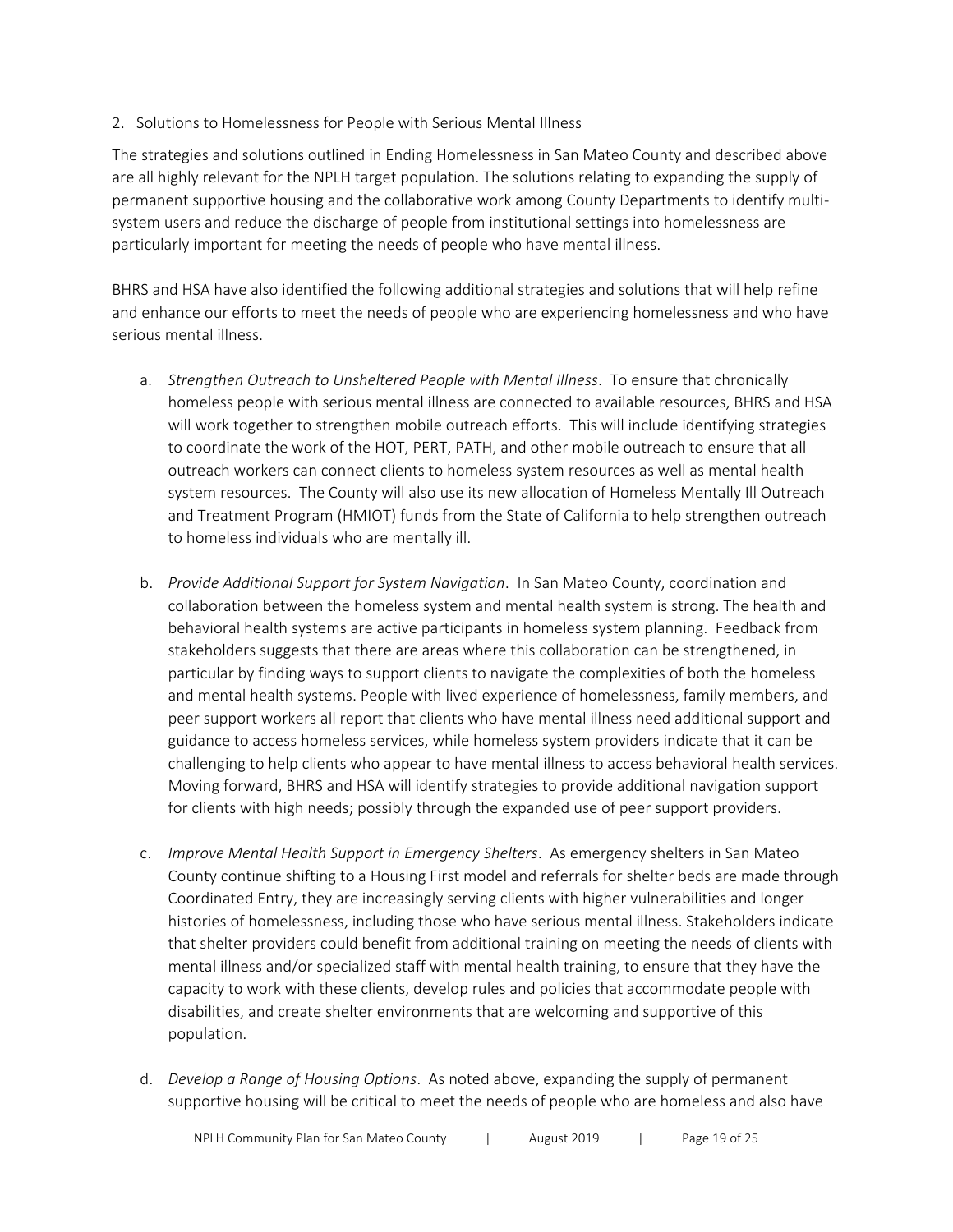## 2. Solutions to Homelessness for People with Serious Mental Illness

The strategies and solutions outlined in Ending Homelessness in San Mateo County and described above are all highly relevant for the NPLH target population. The solutions relating to expanding the supply of permanent supportive housing and the collaborative work among County Departments to identify multi-system users and reduce the discharge of people from institutional settings into homelessness are particularly important for meeting the needs of people who have mental illness.

BHRS and HSA have also identified the following additional strategies and solutions that will help refine and enhance our efforts to meet the needs of people who are experiencing homelessness and who have serious mental illness.

a. *Strengthen Outreach to Unsheltered People with Mental Illness*. To ensure that chronically homeless people with serious mental illness are connected to available resources, BHRS and HSA will work together to strengthen mobile outreach efforts. This will include identifying strategies to coordinate the work of the HOT, PERT, PATH, and other mobile outreach to ensure that all outreach workers can connect clients to homeless system resources as well as mental health system resources. The County will also use its new allocation of Homeless Mentally Ill Outreach and Treatment Program (HMIOT) funds from the State of California to help strengthen outreach to homeless individuals who are mentally ill.

b. *Provide Additional Support for System Navigation*. In San Mateo County, coordination and collaboration between the homeless system and mental health system is strong. The health and behavioral health systems are active participants in homeless system planning. Feedback from stakeholders suggests that there are areas where this collaboration can be strengthened, in particular by finding ways to support clients to navigate the complexities of both the homeless and mental health systems. People with lived experience of homelessness, family members, and peer support workers all report that clients who have mental illness need additional support and guidance to access homeless services, while homeless system providers indicate that it can be challenging to help clients who appear to have mental illness to access behavioral health services. Moving forward, BHRS and HSA will identify strategies to provide additional navigation support for clients with high needs; possibly through the expanded use of peer support providers.

c. *Improve Mental Health Support in Emergency Shelters*. As emergency shelters in San Mateo County continue shifting to a Housing First model and referrals for shelter beds are made through Coordinated Entry, they are increasingly serving clients with higher vulnerabilities and longer histories of homelessness, including those who have serious mental illness. Stakeholders indicate that shelter providers could benefit from additional training on meeting the needs of clients with mental illness and/or specialized staff with mental health training, to ensure that they have the capacity to work with these clients, develop rules and policies that accommodate people with disabilities, and create shelter environments that are welcoming and supportive of this population.

d. *Develop a Range of Housing Options*. As noted above, expanding the supply of permanent supportive housing will be critical to meet the needs of people who are homeless and also have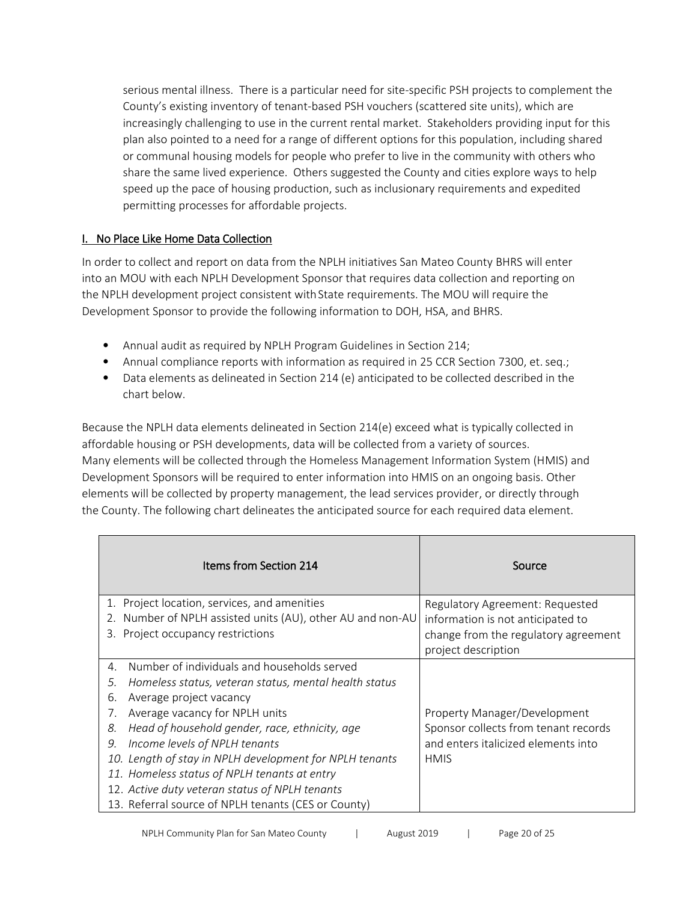serious mental illness. There is a particular need for site-specific PSH projects to complement the County's existing inventory of tenant-based PSH vouchers (scattered site units), which are increasingly challenging to use in the current rental market. Stakeholders providing input for this plan also pointed to a need for a range of different options for this population, including shared or communal housing models for people who prefer to live in the community with others who share the same lived experience. Others suggested the County and cities explore ways to help speed up the pace of housing production, such as inclusionary requirements and expedited permitting processes for affordable projects.

## I. No Place Like Home Data Collection

In order to collect and report on data from the NPLH initiatives San Mateo County BHRS will enter into an MOU with each NPLH Development Sponsor that requires data collection and reporting on the NPLH development project consistent with State requirements. The MOU will require the Development Sponsor to provide the following information to DOH, HSA, and BHRS.

- Annual audit as required by NPLH Program Guidelines in Section 214;
- Annual compliance reports with information as required in 25 CCR Section 7300, et. seq.;
- Data elements as delineated in Section 214 (e) anticipated to be collected described in the chart below.

Because the NPLH data elements delineated in Section 214(e) exceed what is typically collected in affordable housing or PSH developments, data will be collected from a variety of sources. Many elements will be collected through the Homeless Management Information System (HMIS) and Development Sponsors will be required to enter information into HMIS on an ongoing basis. Other elements will be collected by property management, the lead services provider, or directly through the County. The following chart delineates the anticipated source for each required data element.

| Items from Section 214 | Source |
|---|---|
| 1. Project location, services, and amenities<br>2. Number of NPLH assisted units (AU), other AU and non-AU<br>3. Project occupancy restrictions | Regulatory Agreement: Requested information is not anticipated to change from the regulatory agreement project description |
| 4. Number of individuals and households served<br>5. *Homeless status, veteran status, mental health status*<br>6. Average project vacancy<br>7. Average vacancy for NPLH units<br>8. *Head of household gender, race, ethnicity, age*<br>9. *Income levels of NPLH tenants*<br>10. *Length of stay in NPLH development for NPLH tenants*<br>11. *Homeless status of NPLH tenants at entry*<br>12. *Active duty veteran status of NPLH tenants*<br>13. Referral source of NPLH tenants (CES or County) | Property Manager/Development Sponsor collects from tenant records and enters italicized elements into HMIS |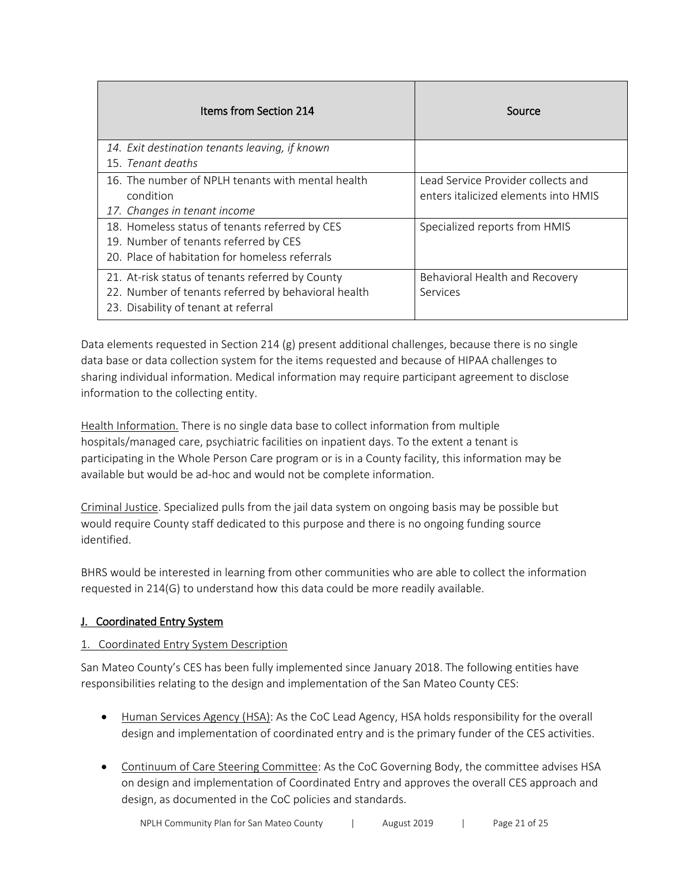| Items from Section 214 | Source |
|---|---|
| *14. Exit destination tenants leaving, if known*<br>15. *Tenant deaths* | |
| 16. The number of NPLH tenants with mental health condition<br>*17. Changes in tenant income* | Lead Service Provider collects and enters italicized elements into HMIS |
| 18. Homeless status of tenants referred by CES<br>19. Number of tenants referred by CES<br>20. Place of habitation for homeless referrals | Specialized reports from HMIS |
| 21. At-risk status of tenants referred by County<br>22. Number of tenants referred by behavioral health<br>23. Disability of tenant at referral | Behavioral Health and Recovery Services |

Data elements requested in Section 214 (g) present additional challenges, because there is no single data base or data collection system for the items requested and because of HIPAA challenges to sharing individual information. Medical information may require participant agreement to disclose information to the collecting entity.

<u>Health Information.</u> There is no single data base to collect information from multiple hospitals/managed care, psychiatric facilities on inpatient days. To the extent a tenant is participating in the Whole Person Care program or is in a County facility, this information may be available but would be ad-hoc and would not be complete information.

<u>Criminal Justice</u>. Specialized pulls from the jail data system on ongoing basis may be possible but would require County staff dedicated to this purpose and there is no ongoing funding source identified.

BHRS would be interested in learning from other communities who are able to collect the information requested in 214(G) to understand how this data could be more readily available.

## J. Coordinated Entry System

### 1. Coordinated Entry System Description

San Mateo County's CES has been fully implemented since January 2018. The following entities have responsibilities relating to the design and implementation of the San Mateo County CES:

- <u>Human Services Agency (HSA)</u>: As the CoC Lead Agency, HSA holds responsibility for the overall design and implementation of coordinated entry and is the primary funder of the CES activities.

- <u>Continuum of Care Steering Committee</u>: As the CoC Governing Body, the committee advises HSA on design and implementation of Coordinated Entry and approves the overall CES approach and design, as documented in the CoC policies and standards.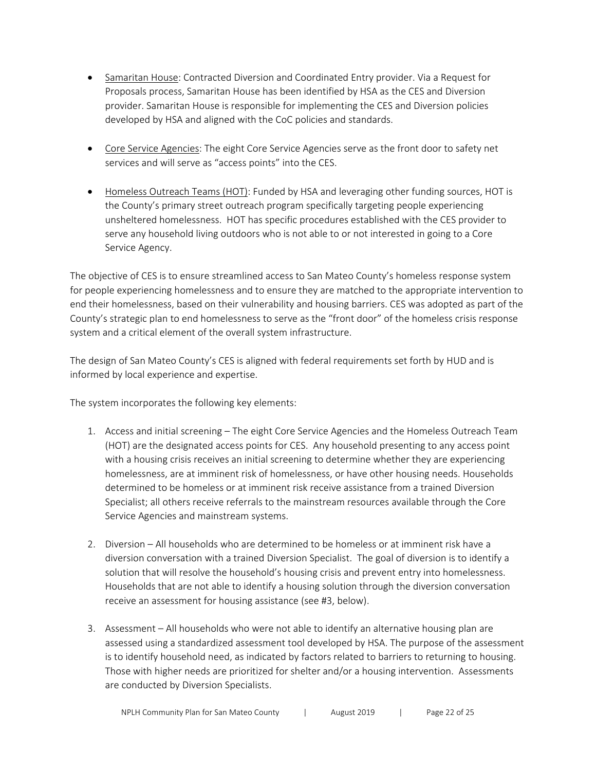- Samaritan House: Contracted Diversion and Coordinated Entry provider. Via a Request for Proposals process, Samaritan House has been identified by HSA as the CES and Diversion provider. Samaritan House is responsible for implementing the CES and Diversion policies developed by HSA and aligned with the CoC policies and standards.

- Core Service Agencies: The eight Core Service Agencies serve as the front door to safety net services and will serve as "access points" into the CES.

- Homeless Outreach Teams (HOT): Funded by HSA and leveraging other funding sources, HOT is the County's primary street outreach program specifically targeting people experiencing unsheltered homelessness. HOT has specific procedures established with the CES provider to serve any household living outdoors who is not able to or not interested in going to a Core Service Agency.

The objective of CES is to ensure streamlined access to San Mateo County's homeless response system for people experiencing homelessness and to ensure they are matched to the appropriate intervention to end their homelessness, based on their vulnerability and housing barriers. CES was adopted as part of the County's strategic plan to end homelessness to serve as the "front door" of the homeless crisis response system and a critical element of the overall system infrastructure.

The design of San Mateo County's CES is aligned with federal requirements set forth by HUD and is informed by local experience and expertise.

The system incorporates the following key elements:

1. Access and initial screening – The eight Core Service Agencies and the Homeless Outreach Team (HOT) are the designated access points for CES. Any household presenting to any access point with a housing crisis receives an initial screening to determine whether they are experiencing homelessness, are at imminent risk of homelessness, or have other housing needs. Households determined to be homeless or at imminent risk receive assistance from a trained Diversion Specialist; all others receive referrals to the mainstream resources available through the Core Service Agencies and mainstream systems.

2. Diversion – All households who are determined to be homeless or at imminent risk have a diversion conversation with a trained Diversion Specialist. The goal of diversion is to identify a solution that will resolve the household's housing crisis and prevent entry into homelessness. Households that are not able to identify a housing solution through the diversion conversation receive an assessment for housing assistance (see #3, below).

3. Assessment – All households who were not able to identify an alternative housing plan are assessed using a standardized assessment tool developed by HSA. The purpose of the assessment is to identify household need, as indicated by factors related to barriers to returning to housing. Those with higher needs are prioritized for shelter and/or a housing intervention. Assessments are conducted by Diversion Specialists.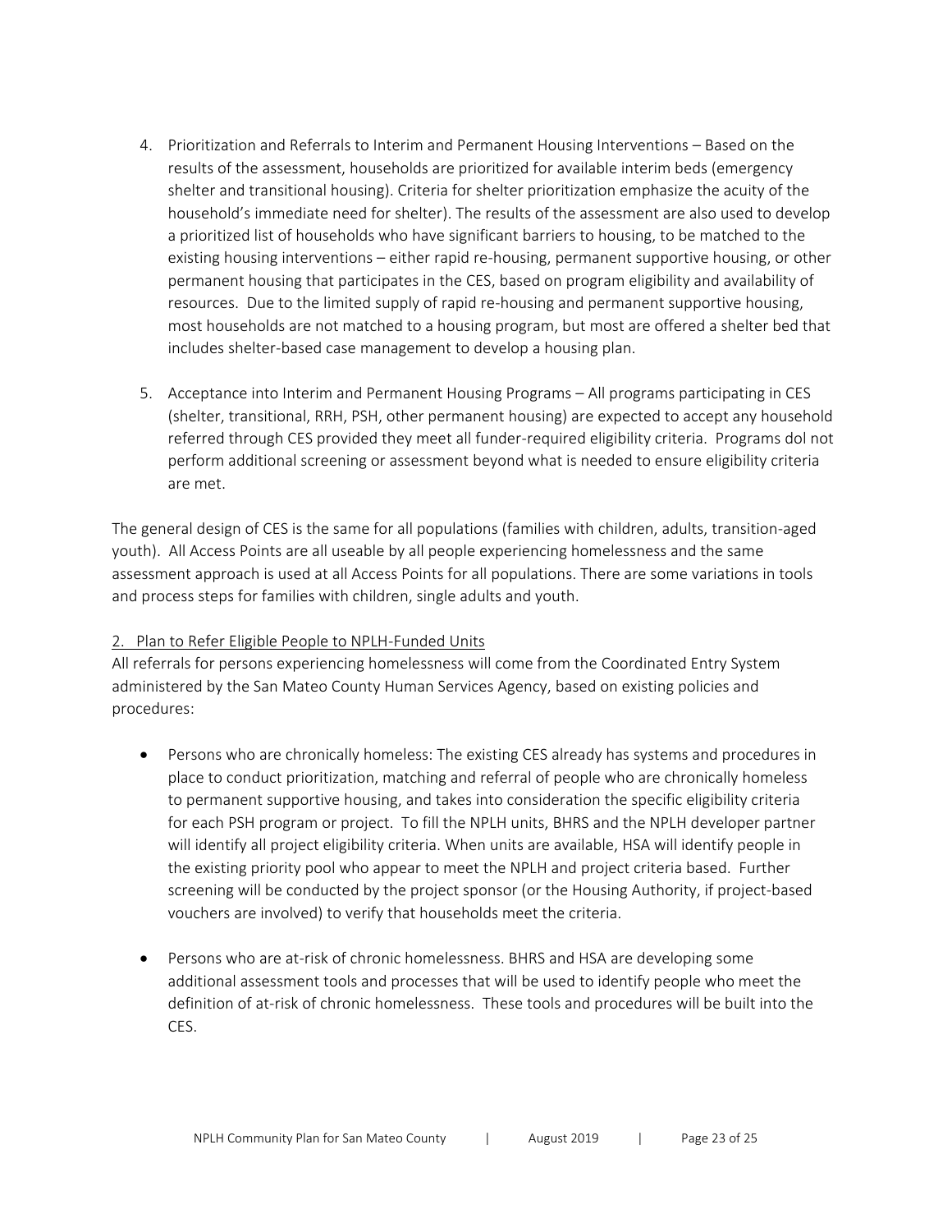4. Prioritization and Referrals to Interim and Permanent Housing Interventions – Based on the results of the assessment, households are prioritized for available interim beds (emergency shelter and transitional housing). Criteria for shelter prioritization emphasize the acuity of the household's immediate need for shelter). The results of the assessment are also used to develop a prioritized list of households who have significant barriers to housing, to be matched to the existing housing interventions – either rapid re-housing, permanent supportive housing, or other permanent housing that participates in the CES, based on program eligibility and availability of resources. Due to the limited supply of rapid re-housing and permanent supportive housing, most households are not matched to a housing program, but most are offered a shelter bed that includes shelter-based case management to develop a housing plan.

5. Acceptance into Interim and Permanent Housing Programs – All programs participating in CES (shelter, transitional, RRH, PSH, other permanent housing) are expected to accept any household referred through CES provided they meet all funder-required eligibility criteria. Programs dol not perform additional screening or assessment beyond what is needed to ensure eligibility criteria are met.

The general design of CES is the same for all populations (families with children, adults, transition-aged youth). All Access Points are all useable by all people experiencing homelessness and the same assessment approach is used at all Access Points for all populations. There are some variations in tools and process steps for families with children, single adults and youth.

2. Plan to Refer Eligible People to NPLH-Funded Units

All referrals for persons experiencing homelessness will come from the Coordinated Entry System administered by the San Mateo County Human Services Agency, based on existing policies and procedures:

- Persons who are chronically homeless: The existing CES already has systems and procedures in place to conduct prioritization, matching and referral of people who are chronically homeless to permanent supportive housing, and takes into consideration the specific eligibility criteria for each PSH program or project. To fill the NPLH units, BHRS and the NPLH developer partner will identify all project eligibility criteria. When units are available, HSA will identify people in the existing priority pool who appear to meet the NPLH and project criteria based. Further screening will be conducted by the project sponsor (or the Housing Authority, if project-based vouchers are involved) to verify that households meet the criteria.

- Persons who are at-risk of chronic homelessness. BHRS and HSA are developing some additional assessment tools and processes that will be used to identify people who meet the definition of at-risk of chronic homelessness. These tools and procedures will be built into the CES.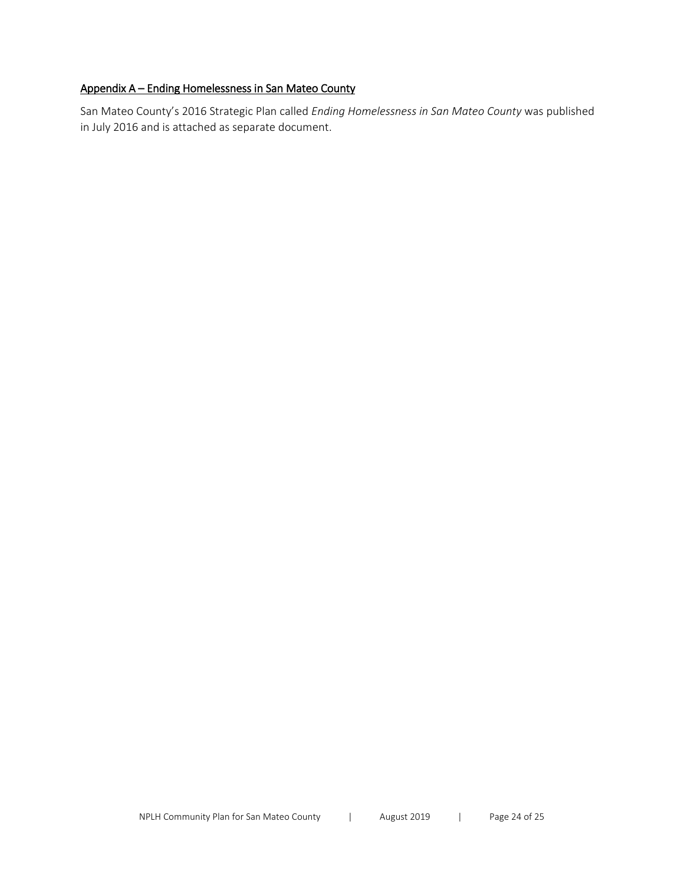## Appendix A – Ending Homelessness in San Mateo County

San Mateo County's 2016 Strategic Plan called *Ending Homelessness in San Mateo County* was published in July 2016 and is attached as separate document.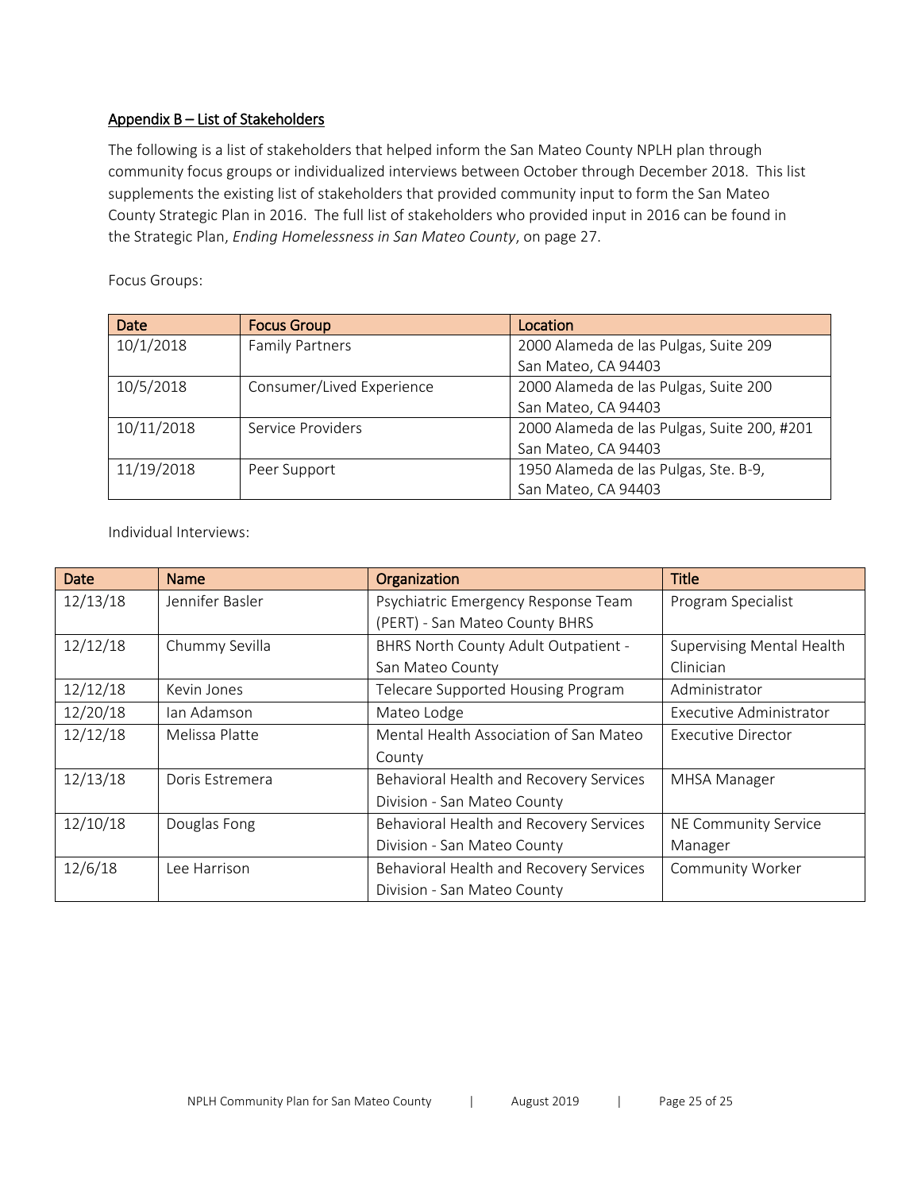## Appendix B – List of Stakeholders

The following is a list of stakeholders that helped inform the San Mateo County NPLH plan through community focus groups or individualized interviews between October through December 2018. This list supplements the existing list of stakeholders that provided community input to form the San Mateo County Strategic Plan in 2016. The full list of stakeholders who provided input in 2016 can be found in the Strategic Plan, *Ending Homelessness in San Mateo County*, on page 27.

Focus Groups:

| Date | Focus Group | Location |
|---|---|---|
| 10/1/2018 | Family Partners | 2000 Alameda de las Pulgas, Suite 209 San Mateo, CA 94403 |
| 10/5/2018 | Consumer/Lived Experience | 2000 Alameda de las Pulgas, Suite 200 San Mateo, CA 94403 |
| 10/11/2018 | Service Providers | 2000 Alameda de las Pulgas, Suite 200, #201 San Mateo, CA 94403 |
| 11/19/2018 | Peer Support | 1950 Alameda de las Pulgas, Ste. B-9, San Mateo, CA 94403 |

Individual Interviews:

| Date | Name | Organization | Title |
|---|---|---|---|
| 12/13/18 | Jennifer Basler | Psychiatric Emergency Response Team (PERT) - San Mateo County BHRS | Program Specialist |
| 12/12/18 | Chummy Sevilla | BHRS North County Adult Outpatient - San Mateo County | Supervising Mental Health Clinician |
| 12/12/18 | Kevin Jones | Telecare Supported Housing Program | Administrator |
| 12/20/18 | Ian Adamson | Mateo Lodge | Executive Administrator |
| 12/12/18 | Melissa Platte | Mental Health Association of San Mateo County | Executive Director |
| 12/13/18 | Doris Estremera | Behavioral Health and Recovery Services Division - San Mateo County | MHSA Manager |
| 12/10/18 | Douglas Fong | Behavioral Health and Recovery Services Division - San Mateo County | NE Community Service Manager |
| 12/6/18 | Lee Harrison | Behavioral Health and Recovery Services Division - San Mateo County | Community Worker |